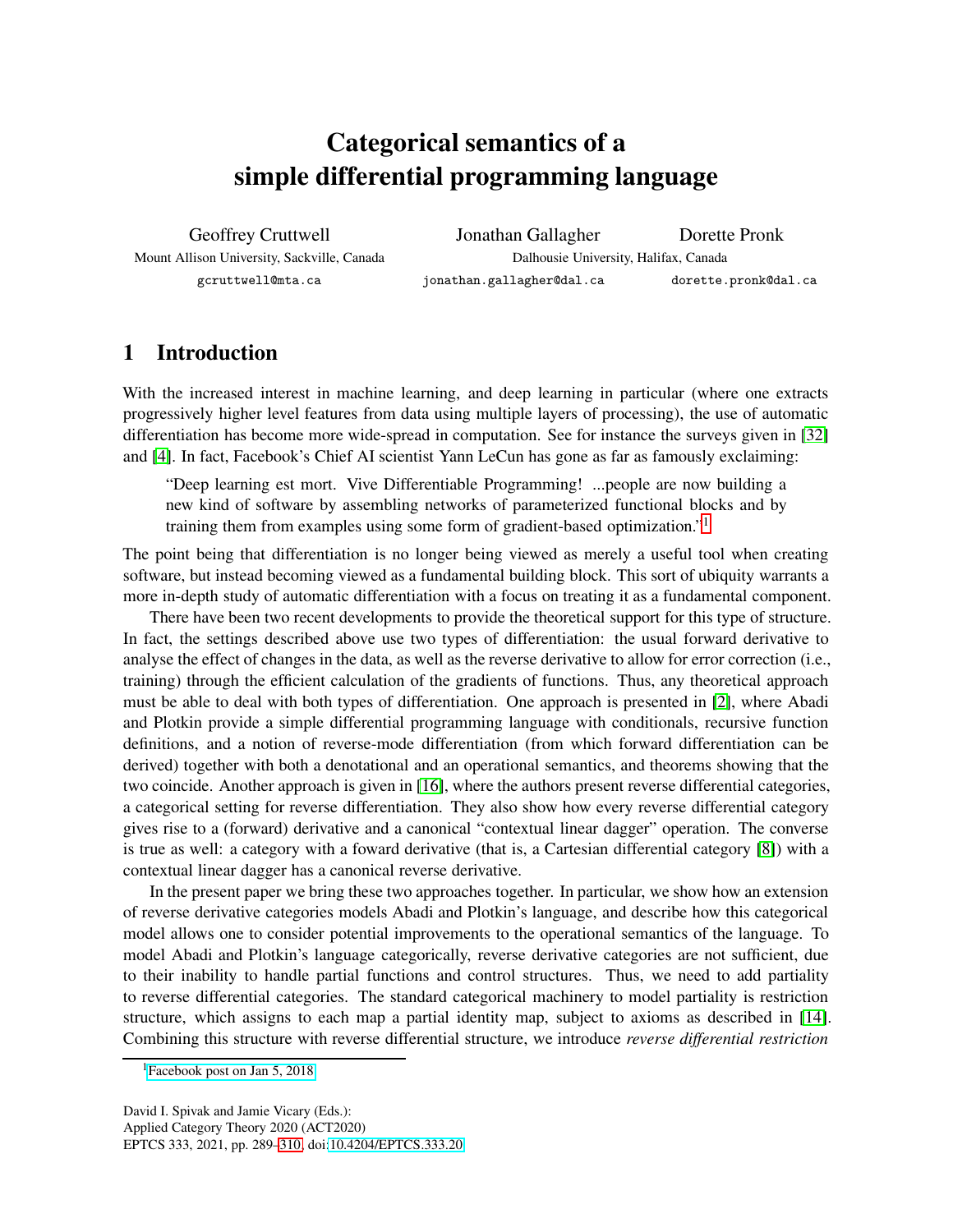# Categorical semantics of a simple differential programming language

Geoffrey Cruttwell
Mount Allison University, Sackville, Canada
gcruttwell@mta.ca

Jonathan Gallagher
Dalhousie University, Halifax, Canada
jonathan.gallagher@dal.ca

Dorette Pronk
Dalhousie University, Halifax, Canada
dorette.pronk@dal.ca

## 1 Introduction

With the increased interest in machine learning, and deep learning in particular (where one extracts progressively higher level features from data using multiple layers of processing), the use of automatic differentiation has become more wide-spread in computation. See for instance the surveys given in [32] and [4]. In fact, Facebook's Chief AI scientist Yann LeCun has gone as far as famously exclaiming:

> "Deep learning est mort. Vive Differentiable Programming! ...people are now building a new kind of software by assembling networks of parameterized functional blocks and by training them from examples using some form of gradient-based optimization."[1]

The point being that differentiation is no longer being viewed as merely a useful tool when creating software, but instead becoming viewed as a fundamental building block. This sort of ubiquity warrants a more in-depth study of automatic differentiation with a focus on treating it as a fundamental component.

There have been two recent developments to provide the theoretical support for this type of structure. In fact, the settings described above use two types of differentiation: the usual forward derivative to analyse the effect of changes in the data, as well as the reverse derivative to allow for error correction (i.e., training) through the efficient calculation of the gradients of functions. Thus, any theoretical approach must be able to deal with both types of differentiation. One approach is presented in [2], where Abadi and Plotkin provide a simple differential programming language with conditionals, recursive function definitions, and a notion of reverse-mode differentiation (from which forward differentiation can be derived) together with both a denotational and an operational semantics, and theorems showing that the two coincide. Another approach is given in [16], where the authors present reverse differential categories, a categorical setting for reverse differentiation. They also show how every reverse differential category gives rise to a (forward) derivative and a canonical "contextual linear dagger" operation. The converse is true as well: a category with a foward derivative (that is, a Cartesian differential category [8]) with a contextual linear dagger has a canonical reverse derivative.

In the present paper we bring these two approaches together. In particular, we show how an extension of reverse derivative categories models Abadi and Plotkin's language, and describe how this categorical model allows one to consider potential improvements to the operational semantics of the language. To model Abadi and Plotkin's language categorically, reverse derivative categories are not sufficient, due to their inability to handle partial functions and control structures. Thus, we need to add partiality to reverse differential categories. The standard categorical machinery to model partiality is restriction structure, which assigns to each map a partial identity map, subject to axioms as described in [14]. Combining this structure with reverse differential structure, we introduce *reverse differential restriction*

[1] Facebook post on Jan 5, 2018

David I. Spivak and Jamie Vicary (Eds.):
Applied Category Theory 2020 (ACT2020)
EPTCS 333, 2021, pp. 289–310, doi:10.4204/EPTCS.333.20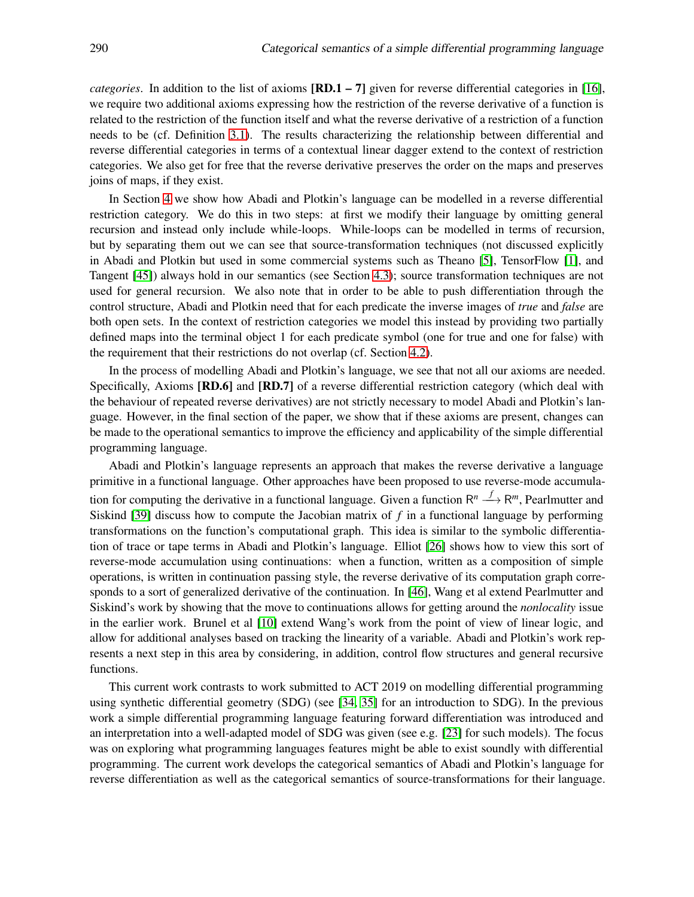*categories*. In addition to the list of axioms **[RD.1 – 7]** given for reverse differential categories in [16], we require two additional axioms expressing how the restriction of the reverse derivative of a function is related to the restriction of the function itself and what the reverse derivative of a restriction of a function needs to be (cf. Definition 3.1). The results characterizing the relationship between differential and reverse differential categories in terms of a contextual linear dagger extend to the context of restriction categories. We also get for free that the reverse derivative preserves the order on the maps and preserves joins of maps, if they exist.

In Section 4 we show how Abadi and Plotkin's language can be modelled in a reverse differential restriction category. We do this in two steps: at first we modify their language by omitting general recursion and instead only include while-loops. While-loops can be modelled in terms of recursion, but by separating them out we can see that source-transformation techniques (not discussed explicitly in Abadi and Plotkin but used in some commercial systems such as Theano [5], TensorFlow [1], and Tangent [45]) always hold in our semantics (see Section 4.3); source transformation techniques are not used for general recursion. We also note that in order to be able to push differentiation through the control structure, Abadi and Plotkin need that for each predicate the inverse images of *true* and *false* are both open sets. In the context of restriction categories we model this instead by providing two partially defined maps into the terminal object 1 for each predicate symbol (one for true and one for false) with the requirement that their restrictions do not overlap (cf. Section 4.2).

In the process of modelling Abadi and Plotkin's language, we see that not all our axioms are needed. Specifically, Axioms **[RD.6]** and **[RD.7]** of a reverse differential restriction category (which deal with the behaviour of repeated reverse derivatives) are not strictly necessary to model Abadi and Plotkin's language. However, in the final section of the paper, we show that if these axioms are present, changes can be made to the operational semantics to improve the efficiency and applicability of the simple differential programming language.

Abadi and Plotkin's language represents an approach that makes the reverse derivative a language primitive in a functional language. Other approaches have been proposed to use reverse-mode accumulation for computing the derivative in a functional language. Given a function $\mathsf{R}^n \xrightarrow{f} \mathsf{R}^m$, Pearlmutter and Siskind [39] discuss how to compute the Jacobian matrix of $f$ in a functional language by performing transformations on the function's computational graph. This idea is similar to the symbolic differentiation of trace or tape terms in Abadi and Plotkin's language. Elliot [26] shows how to view this sort of reverse-mode accumulation using continuations: when a function, written as a composition of simple operations, is written in continuation passing style, the reverse derivative of its computation graph corresponds to a sort of generalized derivative of the continuation. In [46], Wang et al extend Pearlmutter and Siskind's work by showing that the move to continuations allows for getting around the *nonlocality* issue in the earlier work. Brunel et al [10] extend Wang's work from the point of view of linear logic, and allow for additional analyses based on tracking the linearity of a variable. Abadi and Plotkin's work represents a next step in this area by considering, in addition, control flow structures and general recursive functions.

This current work contrasts to work submitted to ACT 2019 on modelling differential programming using synthetic differential geometry (SDG) (see [34, 35] for an introduction to SDG). In the previous work a simple differential programming language featuring forward differentiation was introduced and an interpretation into a well-adapted model of SDG was given (see e.g. [23] for such models). The focus was on exploring what programming languages features might be able to exist soundly with differential programming. The current work develops the categorical semantics of Abadi and Plotkin's language for reverse differentiation as well as the categorical semantics of source-transformations for their language.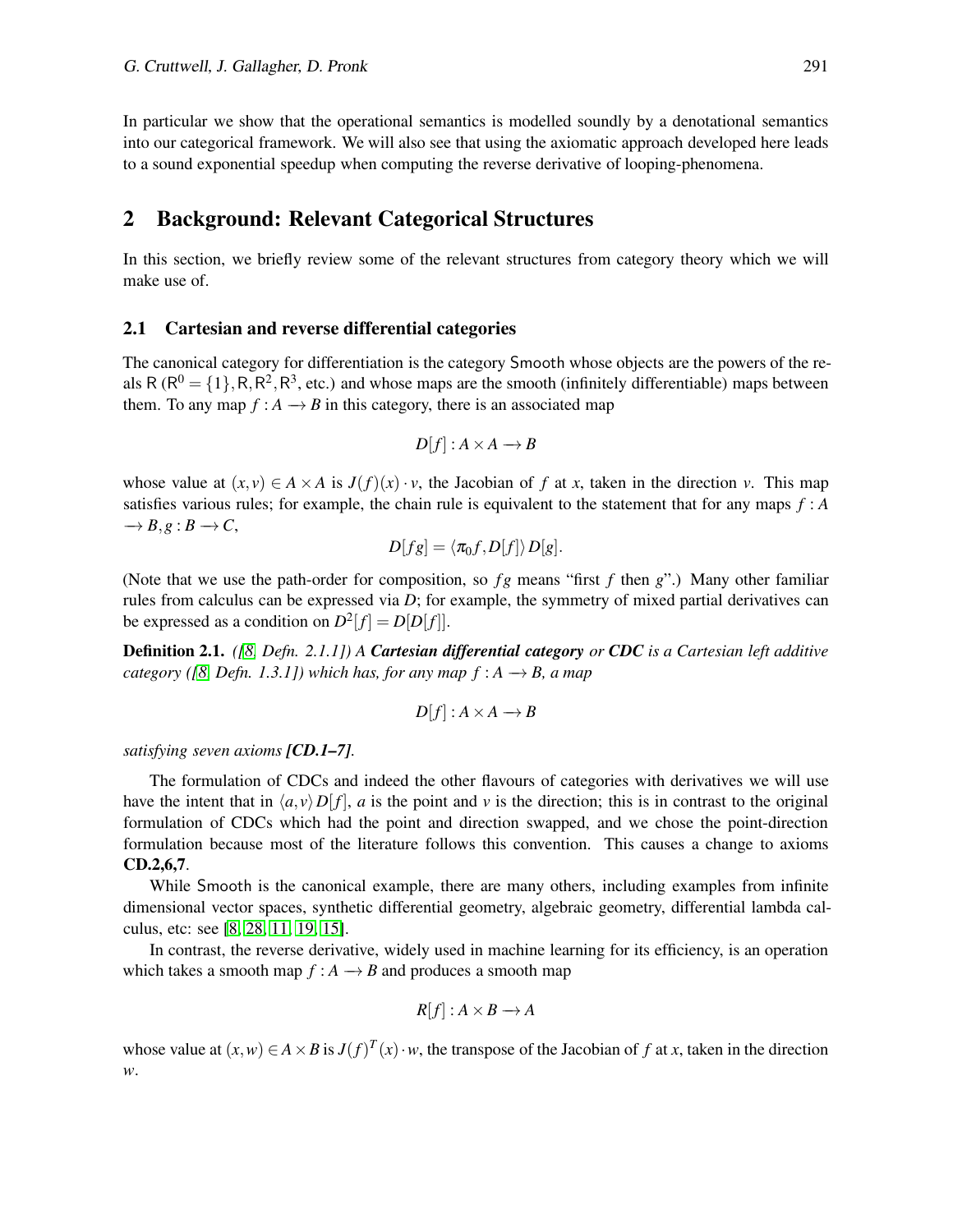In particular we show that the operational semantics is modelled soundly by a denotational semantics into our categorical framework. We will also see that using the axiomatic approach developed here leads to a sound exponential speedup when computing the reverse derivative of looping-phenomena.

## 2 Background: Relevant Categorical Structures

In this section, we briefly review some of the relevant structures from category theory which we will make use of.

### 2.1 Cartesian and reverse differential categories

The canonical category for differentiation is the category $\mathsf{Smooth}$ whose objects are the powers of the reals $\mathsf{R}$ ($\mathsf{R}^0 = \{1\}, \mathsf{R}, \mathsf{R}^2, \mathsf{R}^3$, etc.) and whose maps are the smooth (infinitely differentiable) maps between them. To any map $f : A \longrightarrow B$ in this category, there is an associated map

$$D[f] : A \times A \longrightarrow B$$

whose value at $(x, v) \in A \times A$ is $J(f)(x) \cdot v$, the Jacobian of $f$ at $x$, taken in the direction $v$. This map satisfies various rules; for example, the chain rule is equivalent to the statement that for any maps $f : A \longrightarrow B, g : B \longrightarrow C$,

$$D[fg] = \langle \pi_0 f, D[f] \rangle D[g].$$

(Note that we use the path-order for composition, so $fg$ means "first $f$ then $g$".) Many other familiar rules from calculus can be expressed via $D$; for example, the symmetry of mixed partial derivatives can be expressed as a condition on $D^2[f] = D[D[f]]$.

**Definition 2.1.** *([8, Defn. 2.1.1]) A* ***Cartesian differential category*** *or* ***CDC*** *is a Cartesian left additive category ([8, Defn. 1.3.1]) which has, for any map $f : A \longrightarrow B$, a map*

$$D[f] : A \times A \longrightarrow B$$

*satisfying seven axioms* ***[CD.1–7]***.

The formulation of CDCs and indeed the other flavours of categories with derivatives we will use have the intent that in $\langle a, v \rangle D[f]$, $a$ is the point and $v$ is the direction; this is in contrast to the original formulation of CDCs which had the point and direction swapped, and we chose the point-direction formulation because most of the literature follows this convention. This causes a change to axioms **CD.2,6,7**.

While $\mathsf{Smooth}$ is the canonical example, there are many others, including examples from infinite dimensional vector spaces, synthetic differential geometry, algebraic geometry, differential lambda calculus, etc: see [8, 28, 11, 19, 15].

In contrast, the reverse derivative, widely used in machine learning for its efficiency, is an operation which takes a smooth map $f : A \longrightarrow B$ and produces a smooth map

$$R[f] : A \times B \longrightarrow A$$

whose value at $(x, w) \in A \times B$ is $J(f)^T(x) \cdot w$, the transpose of the Jacobian of $f$ at $x$, taken in the direction $w$.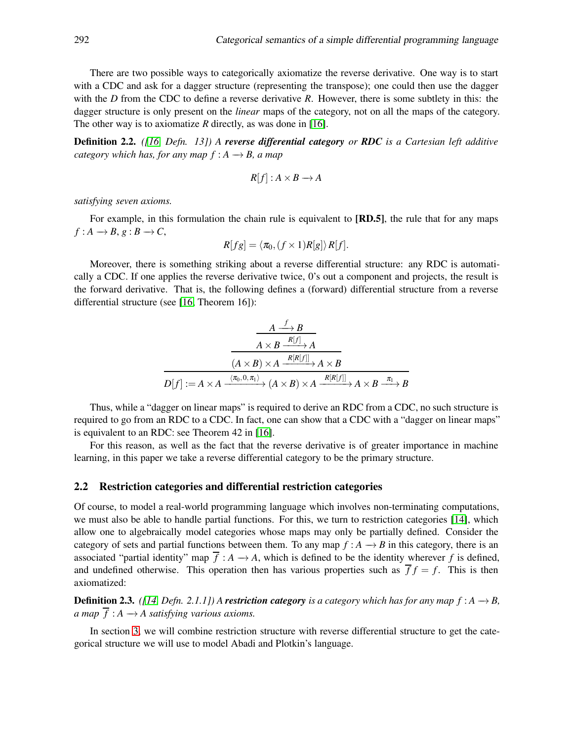There are two possible ways to categorically axiomatize the reverse derivative. One way is to start with a CDC and ask for a dagger structure (representing the transpose); one could then use the dagger with the $D$ from the CDC to define a reverse derivative $R$. However, there is some subtlety in this: the dagger structure is only present on the *linear* maps of the category, not on all the maps of the category. The other way is to axiomatize $R$ directly, as was done in [16].

**Definition 2.2.** *([16, Defn. 13]) A* ***reverse differential category*** *or* ***RDC*** *is a Cartesian left additive category which has, for any map $f : A \longrightarrow B$, a map*

$$R[f] : A \times B \longrightarrow A$$

*satisfying seven axioms.*

For example, in this formulation the chain rule is equivalent to **[RD.5]**, the rule that for any maps $f : A \longrightarrow B$, $g : B \longrightarrow C$,

$$R[fg] = \langle \pi_0, (f \times 1)R[g] \rangle R[f].$$

Moreover, there is something striking about a reverse differential structure: any RDC is automatically a CDC. If one applies the reverse derivative twice, 0's out a component and projects, the result is the forward derivative. That is, the following defines a (forward) differential structure from a reverse differential structure (see [16, Theorem 16]):

$$\dfrac{\dfrac{\dfrac{A \xrightarrow{f} B}{A \times B \xrightarrow{R[f]} A}}{(A \times B) \times A \xrightarrow{R[R[f]]} A \times B}}{D[f] := A \times A \xrightarrow{\langle \pi_0, 0, \pi_1 \rangle} (A \times B) \times A \xrightarrow{R[R[f]]} A \times B \xrightarrow{\pi_1} B}$$

Thus, while a "dagger on linear maps" is required to derive an RDC from a CDC, no such structure is required to go from an RDC to a CDC. In fact, one can show that a CDC with a "dagger on linear maps" is equivalent to an RDC: see Theorem 42 in [16].

For this reason, as well as the fact that the reverse derivative is of greater importance in machine learning, in this paper we take a reverse differential category to be the primary structure.

### 2.2 Restriction categories and differential restriction categories

Of course, to model a real-world programming language which involves non-terminating computations, we must also be able to handle partial functions. For this, we turn to restriction categories [14], which allow one to algebraically model categories whose maps may only be partially defined. Consider the category of sets and partial functions between them. To any map $f : A \longrightarrow B$ in this category, there is an associated "partial identity" map $\overline{f} : A \longrightarrow A$, which is defined to be the identity wherever $f$ is defined, and undefined otherwise. This operation then has various properties such as $\overline{f} f = f$. This is then axiomatized:

**Definition 2.3.** *([14, Defn. 2.1.1]) A* ***restriction category*** *is a category which has for any map $f : A \longrightarrow B$, a map $\overline{f} : A \longrightarrow A$ satisfying various axioms.*

In section 3, we will combine restriction structure with reverse differential structure to get the categorical structure we will use to model Abadi and Plotkin's language.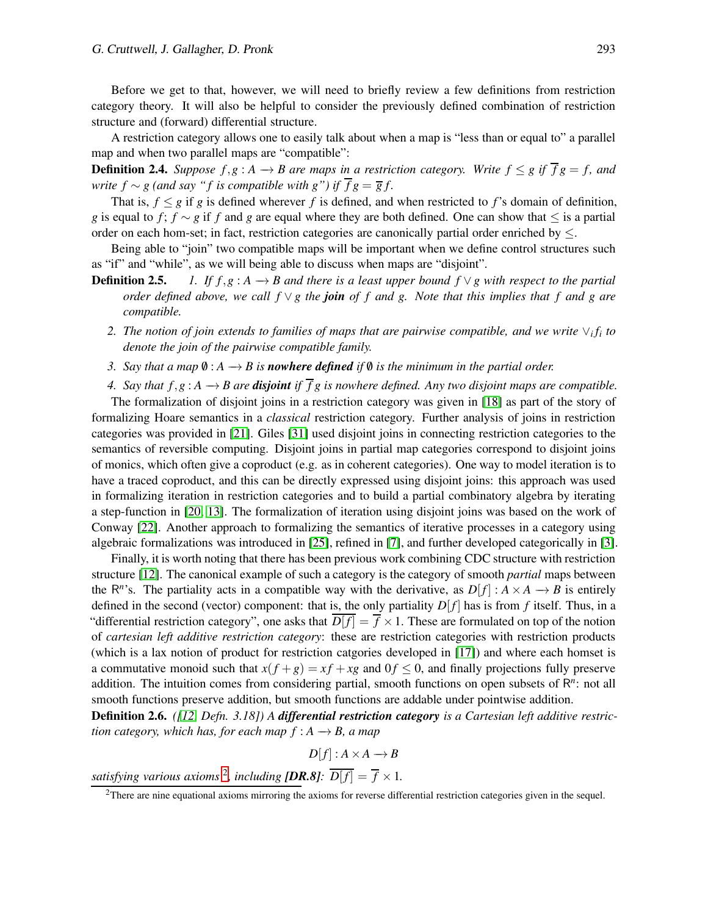Before we get to that, however, we will need to briefly review a few definitions from restriction category theory. It will also be helpful to consider the previously defined combination of restriction structure and (forward) differential structure.

A restriction category allows one to easily talk about when a map is "less than or equal to" a parallel map and when two parallel maps are "compatible":

**Definition 2.4.** *Suppose $f,g : A \longrightarrow B$ are maps in a restriction category. Write $f \leq g$ if $\overline{f}g = f$, and write $f \sim g$ (and say "$f$ is compatible with $g$") if $\overline{f}g = \overline{g}f$.*

That is, $f \leq g$ if $g$ is defined wherever $f$ is defined, and when restricted to $f$'s domain of definition, $g$ is equal to $f$; $f \sim g$ if $f$ and $g$ are equal where they are both defined. One can show that $\leq$ is a partial order on each hom-set; in fact, restriction categories are canonically partial order enriched by $\leq$.

Being able to "join" two compatible maps will be important when we define control structures such as "if" and "while", as we will being able to discuss when maps are "disjoint".

**Definition 2.5.**

1. *If $f,g : A \longrightarrow B$ and there is a least upper bound $f \vee g$ with respect to the partial order defined above, we call $f \vee g$ the* ***join*** *of $f$ and $g$. Note that this implies that $f$ and $g$ are compatible.*
2. *The notion of join extends to families of maps that are pairwise compatible, and we write $\vee_i f_i$ to denote the join of the pairwise compatible family.*
3. *Say that a map $\emptyset : A \longrightarrow B$ is* ***nowhere defined*** *if $\emptyset$ is the minimum in the partial order.*
4. *Say that $f,g : A \longrightarrow B$ are* ***disjoint*** *if $\overline{f}g$ is nowhere defined. Any two disjoint maps are compatible.*

The formalization of disjoint joins in a restriction category was given in [18] as part of the story of formalizing Hoare semantics in a *classical* restriction category. Further analysis of joins in restriction categories was provided in [21]. Giles [31] used disjoint joins in connecting restriction categories to the semantics of reversible computing. Disjoint joins in partial map categories correspond to disjoint joins of monics, which often give a coproduct (e.g. as in coherent categories). One way to model iteration is to have a traced coproduct, and this can be directly expressed using disjoint joins: this approach was used in formalizing iteration in restriction categories and to build a partial combinatory algebra by iterating a step-function in [20, 13]. The formalization of iteration using disjoint joins was based on the work of Conway [22]. Another approach to formalizing the semantics of iterative processes in a category using algebraic formalizations was introduced in [25], refined in [7], and further developed categorically in [3].

Finally, it is worth noting that there has been previous work combining CDC structure with restriction structure [12]. The canonical example of such a category is the category of smooth *partial* maps between the $\mathsf{R}^n$'s. The partiality acts in a compatible way with the derivative, as $D[f] : A \times A \longrightarrow B$ is entirely defined in the second (vector) component: that is, the only partiality $D[f]$ has is from $f$ itself. Thus, in a "differential restriction category", one asks that $\overline{D[f]} = \overline{f} \times 1$. These are formulated on top of the notion of *cartesian left additive restriction category*: these are restriction categories with restriction products (which is a lax notion of product for restriction catgories developed in [17]) and where each homset is a commutative monoid such that $x(f+g) = xf + xg$ and $0f \leq 0$, and finally projections fully preserve addition. The intuition comes from considering partial, smooth functions on open subsets of $\mathsf{R}^n$: not all smooth functions preserve addition, but smooth functions are addable under pointwise addition.

**Definition 2.6.** *([12] Defn. 3.18]) A* ***differential restriction category*** *is a Cartesian left additive restriction category, which has, for each map $f : A \longrightarrow B$, a map*

$$D[f] : A \times A \longrightarrow B$$

*satisfying various axioms[2], including* ***[DR.8]****: $\overline{D[f]} = \overline{f} \times 1$.*

[2] There are nine equational axioms mirroring the axioms for reverse differential restriction categories given in the sequel.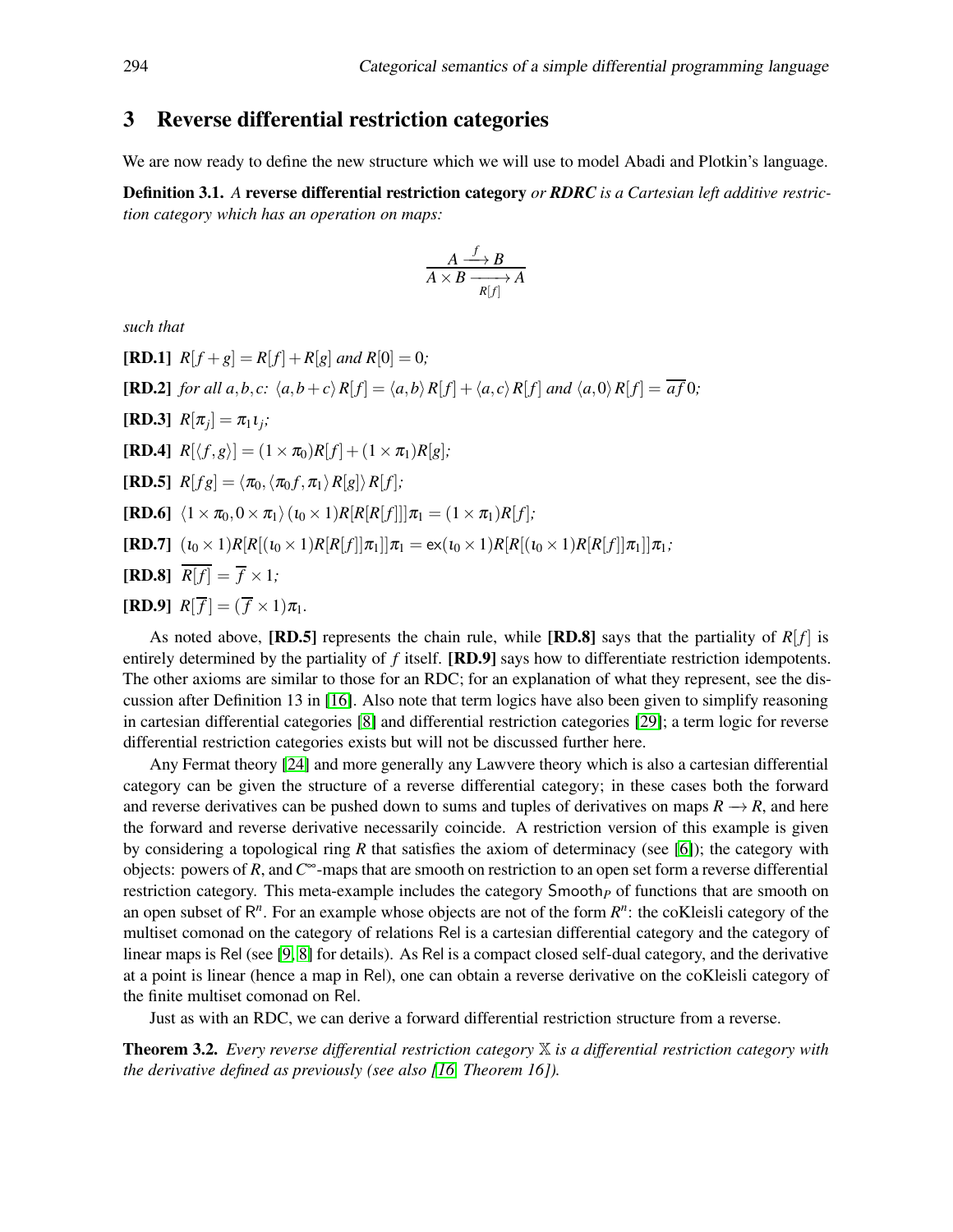## 3 Reverse differential restriction categories

We are now ready to define the new structure which we will use to model Abadi and Plotkin's language.

**Definition 3.1.** *A* **reverse differential restriction category** *or* ***RDRC*** *is a Cartesian left additive restriction category which has an operation on maps:*

$$\frac{A \xrightarrow{f} B}{A \times B \xrightarrow[R[f]]{} A}$$

*such that*

**[RD.1]** $R[f+g] = R[f] + R[g]$ *and* $R[0] = 0$*;*

**[RD.2]** *for all* $a,b,c$*:* $\langle a, b+c\rangle R[f] = \langle a,b\rangle R[f] + \langle a,c\rangle R[f]$ *and* $\langle a,0\rangle R[f] = \overline{af}\,0$*;*

**[RD.3]** $R[\pi_j] = \pi_1 \iota_j$*;*

**[RD.4]** $R[\langle f,g\rangle] = (1\times\pi_0)R[f] + (1\times\pi_1)R[g]$*;*

**[RD.5]** $R[fg] = \langle \pi_0, \langle \pi_0 f, \pi_1\rangle R[g]\rangle R[f]$*;*

**[RD.6]** $\langle 1\times\pi_0, 0\times\pi_1\rangle(\iota_0\times 1)R[R[R[f]]]\pi_1 = (1\times\pi_1)R[f]$*;*

**[RD.7]** $(\iota_0\times 1)R[R[(\iota_0\times 1)R[R[f]]\pi_1]]\pi_1 = \mathsf{ex}(\iota_0\times 1)R[R[(\iota_0\times 1)R[R[f]]\pi_1]]\pi_1$*;*

**[RD.8]** $\overline{R[f]} = \overline{f}\times 1$*;*

**[RD.9]** $R[\overline{f}] = (\overline{f}\times 1)\pi_1$.

As noted above, **[RD.5]** represents the chain rule, while **[RD.8]** says that the partiality of $R[f]$ is entirely determined by the partiality of $f$ itself. **[RD.9]** says how to differentiate restriction idempotents. The other axioms are similar to those for an RDC; for an explanation of what they represent, see the discussion after Definition 13 in [16]. Also note that term logics have also been given to simplify reasoning in cartesian differential categories [8] and differential restriction categories [29]; a term logic for reverse differential restriction categories exists but will not be discussed further here.

Any Fermat theory [24] and more generally any Lawvere theory which is also a cartesian differential category can be given the structure of a reverse differential category; in these cases both the forward and reverse derivatives can be pushed down to sums and tuples of derivatives on maps $R \longrightarrow R$, and here the forward and reverse derivative necessarily coincide. A restriction version of this example is given by considering a topological ring $R$ that satisfies the axiom of determinacy (see [6]); the category with objects: powers of $R$, and $C^\infty$-maps that are smooth on restriction to an open set form a reverse differential restriction category. This meta-example includes the category $\mathsf{Smooth}_P$ of functions that are smooth on an open subset of $\mathsf{R}^n$. For an example whose objects are not of the form $R^n$: the coKleisli category of the multiset comonad on the category of relations $\mathsf{Rel}$ is a cartesian differential category and the category of linear maps is $\mathsf{Rel}$ (see [9, 8] for details). As $\mathsf{Rel}$ is a compact closed self-dual category, and the derivative at a point is linear (hence a map in $\mathsf{Rel}$), one can obtain a reverse derivative on the coKleisli category of the finite multiset comonad on $\mathsf{Rel}$.

Just as with an RDC, we can derive a forward differential restriction structure from a reverse.

**Theorem 3.2.** *Every reverse differential restriction category* $\mathbb{X}$ *is a differential restriction category with the derivative defined as previously (see also [16, Theorem 16]).*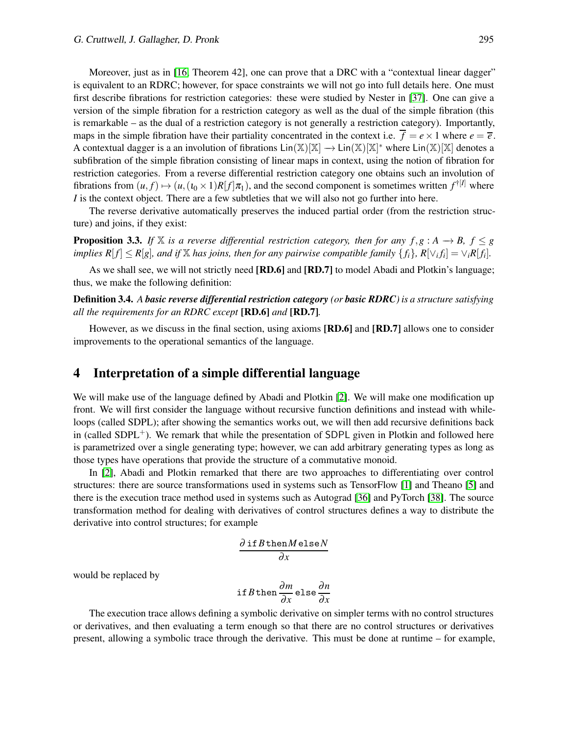Moreover, just as in [16, Theorem 42], one can prove that a DRC with a "contextual linear dagger" is equivalent to an RDRC; however, for space constraints we will not go into full details here. One must first describe fibrations for restriction categories: these were studied by Nester in [37]. One can give a version of the simple fibration for a restriction category as well as the dual of the simple fibration (this is remarkable – as the dual of a restriction category is not generally a restriction category). Importantly, maps in the simple fibration have their partiality concentrated in the context i.e. $\overline{f} = e \times 1$ where $e = \overline{e}$. A contextual dagger is a an involution of fibrations $\mathsf{Lin}(\mathbb{X})[\mathbb{X}] \to \mathsf{Lin}(\mathbb{X})[\mathbb{X}]^*$ where $\mathsf{Lin}(\mathbb{X})[\mathbb{X}]$ denotes a subfibration of the simple fibration consisting of linear maps in context, using the notion of fibration for restriction categories. From a reverse differential restriction category one obtains such an involution of fibrations from $(u, f) \mapsto (u, (\iota_0 \times 1)R[f]\pi_1)$, and the second component is sometimes written $f^{\dagger[I]}$ where $I$ is the context object. There are a few subtleties that we will also not go further into here.

The reverse derivative automatically preserves the induced partial order (from the restriction structure) and joins, if they exist:

**Proposition 3.3.** *If $\mathbb{X}$ is a reverse differential restriction category, then for any $f, g : A \to B$, $f \leq g$ implies $R[f] \leq R[g]$, and if $\mathbb{X}$ has joins, then for any pairwise compatible family $\{f_i\}$, $R[\vee_i f_i] = \vee_i R[f_i]$.*

As we shall see, we will not strictly need **[RD.6]** and **[RD.7]** to model Abadi and Plotkin's language; thus, we make the following definition:

**Definition 3.4.** *A **basic reverse differential restriction category** (or **basic RDRC**) is a structure satisfying all the requirements for an RDRC except* **[RD.6]** *and* **[RD.7]**.

However, as we discuss in the final section, using axioms **[RD.6]** and **[RD.7]** allows one to consider improvements to the operational semantics of the language.

## 4 Interpretation of a simple differential language

We will make use of the language defined by Abadi and Plotkin [2]. We will make one modification up front. We will first consider the language without recursive function definitions and instead with while-loops (called SDPL); after showing the semantics works out, we will then add recursive definitions back in (called SDPL$^+$). We remark that while the presentation of SDPL given in Plotkin and followed here is parametrized over a single generating type; however, we can add arbitrary generating types as long as those types have operations that provide the structure of a commutative monoid.

In [2], Abadi and Plotkin remarked that there are two approaches to differentiating over control structures: there are source transformations used in systems such as TensorFlow [1] and Theano [5] and there is the execution trace method used in systems such as Autograd [36] and PyTorch [38]. The source transformation method for dealing with derivatives of control structures defines a way to distribute the derivative into control structures; for example

$$\frac{\partial\, \mathtt{if}\, B\, \mathtt{then} M\, \mathtt{else} N}{\partial x}$$

would be replaced by

$$\mathtt{if}\, B\, \mathtt{then}\, \frac{\partial m}{\partial x}\, \mathtt{else}\, \frac{\partial n}{\partial x}$$

The execution trace allows defining a symbolic derivative on simpler terms with no control structures or derivatives, and then evaluating a term enough so that there are no control structures or derivatives present, allowing a symbolic trace through the derivative. This must be done at runtime – for example,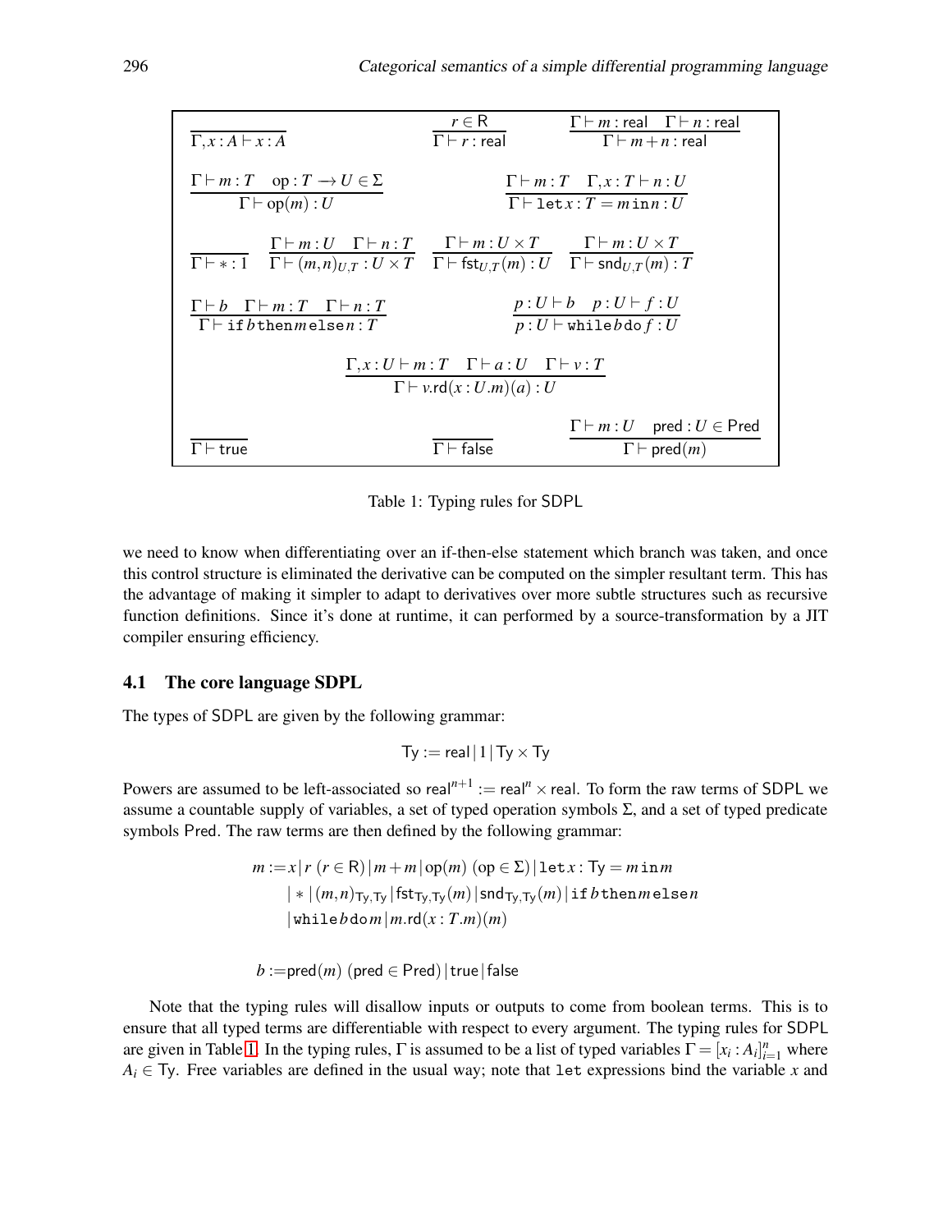$$\frac{}{\Gamma, x : A \vdash x : A} \qquad \frac{r \in \mathsf{R}}{\Gamma \vdash r : \mathsf{real}} \qquad \frac{\Gamma \vdash m : \mathsf{real} \quad \Gamma \vdash n : \mathsf{real}}{\Gamma \vdash m + n : \mathsf{real}}$$

$$\frac{\Gamma \vdash m : T \quad \mathrm{op} : T \to U \in \Sigma}{\Gamma \vdash \mathrm{op}(m) : U} \qquad \frac{\Gamma \vdash m : T \quad \Gamma, x : T \vdash n : U}{\Gamma \vdash \mathtt{let}\, x : T = m\, \mathtt{in}\, n : U}$$

$$\frac{}{\Gamma \vdash * : 1} \qquad \frac{\Gamma \vdash m : U \quad \Gamma \vdash n : T}{\Gamma \vdash (m,n)_{U,T} : U \times T} \qquad \frac{\Gamma \vdash m : U \times T}{\Gamma \vdash \mathsf{fst}_{U,T}(m) : U} \qquad \frac{\Gamma \vdash m : U \times T}{\Gamma \vdash \mathsf{snd}_{U,T}(m) : T}$$

$$\frac{\Gamma \vdash b \quad \Gamma \vdash m : T \quad \Gamma \vdash n : T}{\Gamma \vdash \mathtt{if}\, b\, \mathtt{then}\, m\, \mathtt{else}\, n : T} \qquad \frac{p : U \vdash b \quad p : U \vdash f : U}{p : U \vdash \mathtt{while}\, b\, \mathtt{do}\, f : U}$$

$$\frac{\Gamma, x : U \vdash m : T \quad \Gamma \vdash a : U \quad \Gamma \vdash v : T}{\Gamma \vdash v.\mathsf{rd}(x : U.m)(a) : U}$$

$$\frac{}{\Gamma \vdash \mathsf{true}} \qquad \frac{}{\Gamma \vdash \mathsf{false}} \qquad \frac{\Gamma \vdash m : U \quad \mathsf{pred} : U \in \mathsf{Pred}}{\Gamma \vdash \mathsf{pred}(m)}$$

Table 1: Typing rules for SDPL

we need to know when differentiating over an if-then-else statement which branch was taken, and once this control structure is eliminated the derivative can be computed on the simpler resultant term. This has the advantage of making it simpler to adapt to derivatives over more subtle structures such as recursive function definitions. Since it's done at runtime, it can performed by a source-transformation by a JIT compiler ensuring efficiency.

### 4.1 The core language SDPL

The types of SDPL are given by the following grammar:

$$\mathsf{Ty} := \mathsf{real} \,|\, 1 \,|\, \mathsf{Ty} \times \mathsf{Ty}$$

Powers are assumed to be left-associated so $\mathsf{real}^{n+1} := \mathsf{real}^n \times \mathsf{real}$. To form the raw terms of SDPL we assume a countable supply of variables, a set of typed operation symbols $\Sigma$, and a set of typed predicate symbols Pred. The raw terms are then defined by the following grammar:

$$\begin{aligned} m := & \, x \,|\, r\ (r \in \mathsf{R}) \,|\, m + m \,|\, \mathrm{op}(m)\ (\mathrm{op} \in \Sigma) \,|\, \mathtt{let}\, x : \mathsf{Ty} = m\, \mathtt{in}\, m \\ & |\, * \,|\, (m,n)_{\mathsf{Ty},\mathsf{Ty}} \,|\, \mathsf{fst}_{\mathsf{Ty},\mathsf{Ty}}(m) \,|\, \mathsf{snd}_{\mathsf{Ty},\mathsf{Ty}}(m) \,|\, \mathtt{if}\, b\, \mathtt{then}\, m\, \mathtt{else}\, n \\ & |\, \mathtt{while}\, b\, \mathtt{do}\, m \,|\, m.\mathsf{rd}(x : T.m)(m) \end{aligned}$$

$$b := \mathsf{pred}(m)\ (\mathsf{pred} \in \mathsf{Pred}) \,|\, \mathsf{true} \,|\, \mathsf{false}$$

Note that the typing rules will disallow inputs or outputs to come from boolean terms. This is to ensure that all typed terms are differentiable with respect to every argument. The typing rules for SDPL are given in Table 1. In the typing rules, $\Gamma$ is assumed to be a list of typed variables $\Gamma = [x_i : A_i]_{i=1}^n$ where $A_i \in \mathsf{Ty}$. Free variables are defined in the usual way; note that `let` expressions bind the variable $x$ and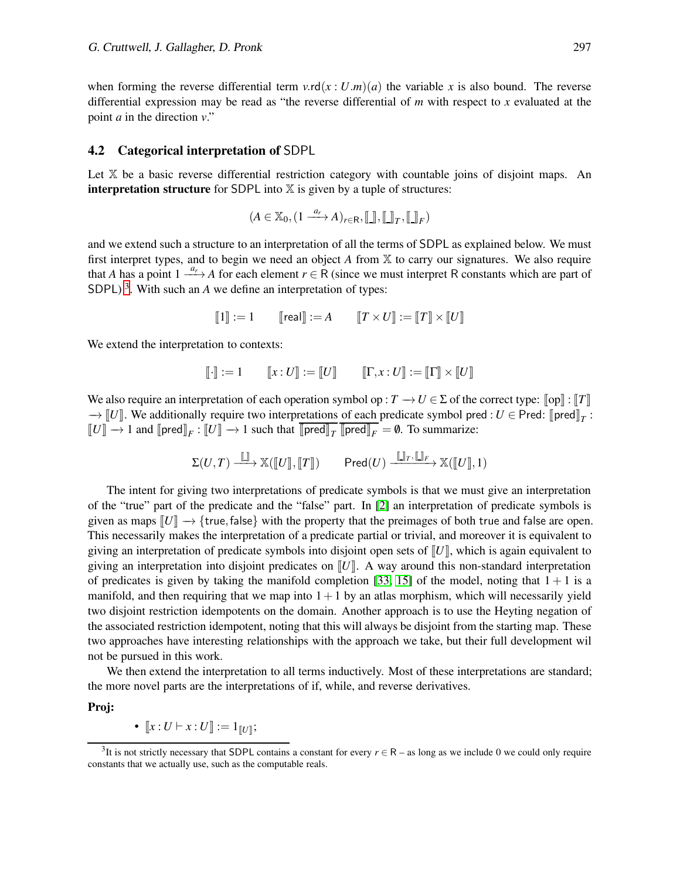when forming the reverse differential term $v.\mathsf{rd}(x:U.m)(a)$ the variable $x$ is also bound. The reverse differential expression may be read as "the reverse differential of $m$ with respect to $x$ evaluated at the point $a$ in the direction $v$."

### 4.2 Categorical interpretation of SDPL

Let $\mathbb{X}$ be a basic reverse differential restriction category with countable joins of disjoint maps. An **interpretation structure** for SDPL into $\mathbb{X}$ is given by a tuple of structures:

$$(A \in \mathbb{X}_0, (1 \xrightarrow{a_r} A)_{r \in \mathsf{R}}, [\![\_]\!], [\![\_]\!]_T, [\![\_]\!]_F)$$

and we extend such a structure to an interpretation of all the terms of SDPL as explained below. We must first interpret types, and to begin we need an object $A$ from $\mathbb{X}$ to carry our signatures. We also require that $A$ has a point $1 \xrightarrow{a_r} A$ for each element $r \in \mathsf{R}$ (since we must interpret R constants which are part of SDPL)[3]. With such an $A$ we define an interpretation of types:

$$[\![1]\!] := 1 \qquad [\![\mathsf{real}]\!] := A \qquad [\![T \times U]\!] := [\![T]\!] \times [\![U]\!]$$

We extend the interpretation to contexts:

$$[\![\cdot]\!] := 1 \qquad [\![x:U]\!] := [\![U]\!] \qquad [\![\Gamma, x:U]\!] := [\![\Gamma]\!] \times [\![U]\!]$$

We also require an interpretation of each operation symbol $\mathrm{op}: T \longrightarrow U \in \Sigma$ of the correct type: $[\![\mathrm{op}]\!] : [\![T]\!] \longrightarrow [\![U]\!]$. We additionally require two interpretations of each predicate symbol $\mathsf{pred}: U \in \mathsf{Pred}$: $[\![\mathsf{pred}]\!]_T : [\![U]\!] \longrightarrow 1$ and $[\![\mathsf{pred}]\!]_F : [\![U]\!] \longrightarrow 1$ such that $\overline{[\![\mathsf{pred}]\!]_T}\,\overline{[\![\mathsf{pred}]\!]_F} = \emptyset$. To summarize:

$$\Sigma(U,T) \xrightarrow{[\![\_]\!]} \mathbb{X}([\![U]\!],[\![T]\!]) \qquad \mathsf{Pred}(U) \xrightarrow{[\![\_]\!]_T, [\![\_]\!]_F} \mathbb{X}([\![U]\!],1)$$

The intent for giving two interpretations of predicate symbols is that we must give an interpretation of the "true" part of the predicate and the "false" part. In [2] an interpretation of predicate symbols is given as maps $[\![U]\!] \longrightarrow \{\mathsf{true}, \mathsf{false}\}$ with the property that the preimages of both true and false are open. This necessarily makes the interpretation of a predicate partial or trivial, and moreover it is equivalent to giving an interpretation of predicate symbols into disjoint open sets of $[\![U]\!]$, which is again equivalent to giving an interpretation into disjoint predicates on $[\![U]\!]$. A way around this non-standard interpretation of predicates is given by taking the manifold completion [33, 15] of the model, noting that $1+1$ is a manifold, and then requiring that we map into $1+1$ by an atlas morphism, which will necessarily yield two disjoint restriction idempotents on the domain. Another approach is to use the Heyting negation of the associated restriction idempotent, noting that this will always be disjoint from the starting map. These two approaches have interesting relationships with the approach we take, but their full development wil not be pursued in this work.

We then extend the interpretation to all terms inductively. Most of these interpretations are standard; the more novel parts are the interpretations of if, while, and reverse derivatives.

**Proj:**

- $[\![x:U \vdash x:U]\!] := 1_{[\![U]\!]}$;

[3] It is not strictly necessary that SDPL contains a constant for every $r \in \mathsf{R}$ – as long as we include 0 we could only require constants that we actually use, such as the computable reals.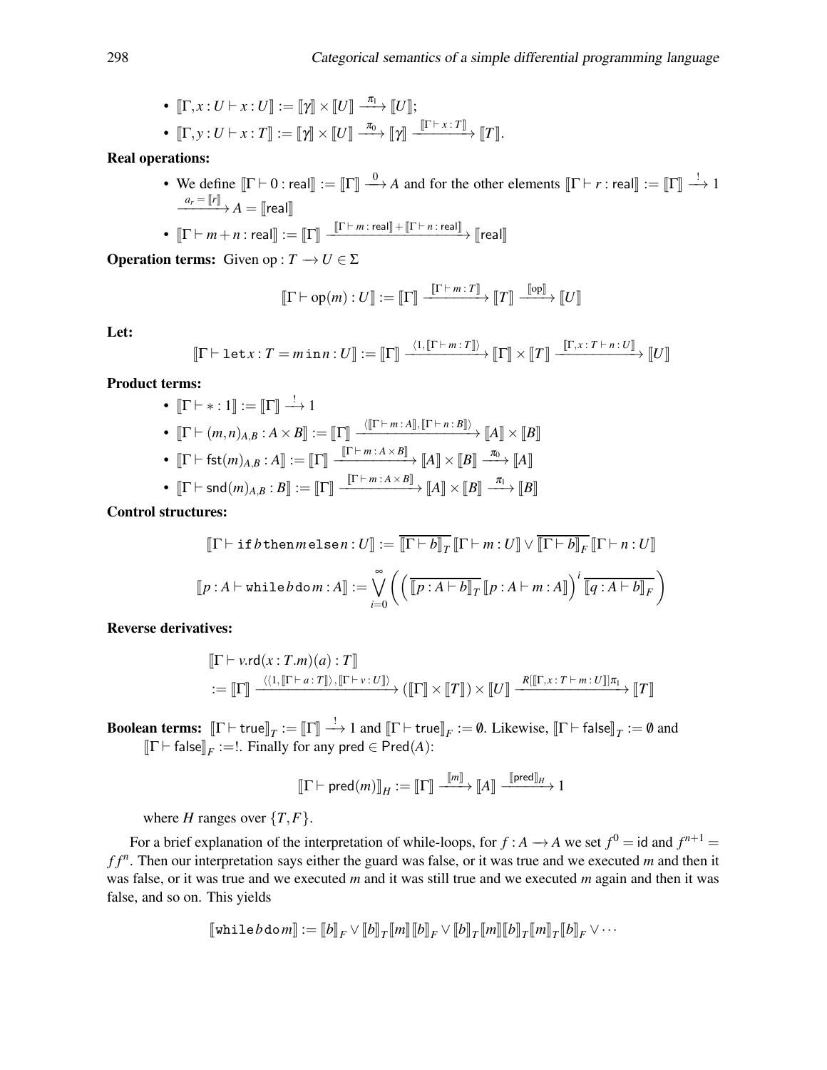- $[\![\Gamma, x : U \vdash x : U]\!] := [\![\gamma]\!] \times [\![U]\!] \xrightarrow{\pi_1} [\![U]\!]$;
- $[\![\Gamma, y : U \vdash x : T]\!] := [\![\gamma]\!] \times [\![U]\!] \xrightarrow{\pi_0} [\![\gamma]\!] \xrightarrow{[\![\Gamma \vdash x : T]\!]} [\![T]\!]$.

**Real operations:**

- We define $[\![\Gamma \vdash 0 : \mathsf{real}]\!] := [\![\Gamma]\!] \xrightarrow{0} A$ and for the other elements $[\![\Gamma \vdash r : \mathsf{real}]\!] := [\![\Gamma]\!] \xrightarrow{!} 1 \xrightarrow{a_r = [\![r]\!]} A = [\![\mathsf{real}]\!]$
- $[\![\Gamma \vdash m + n : \mathsf{real}]\!] := [\![\Gamma]\!] \xrightarrow{[\![\Gamma \vdash m : \mathsf{real}]\!] + [\![\Gamma \vdash n : \mathsf{real}]\!]} [\![\mathsf{real}]\!]$

**Operation terms:** Given $\mathrm{op} : T \longrightarrow U \in \Sigma$

$$[\![\Gamma \vdash \mathsf{op}(m) : U]\!] := [\![\Gamma]\!] \xrightarrow{[\![\Gamma \vdash m : T]\!]} [\![T]\!] \xrightarrow{[\![\mathrm{op}]\!]} [\![U]\!]$$

**Let:**

$$[\![\Gamma \vdash \mathtt{let}\, x : T = m \,\mathtt{in}\, n : U]\!] := [\![\Gamma]\!] \xrightarrow{\langle 1, [\![\Gamma \vdash m : T]\!] \rangle} [\![\Gamma]\!] \times [\![T]\!] \xrightarrow{[\![\Gamma, x : T \vdash n : U]\!]} [\![U]\!]$$

**Product terms:**

- $[\![\Gamma \vdash * : 1]\!] := [\![\Gamma]\!] \xrightarrow{!} 1$
- $[\![\Gamma \vdash (m,n)_{A,B} : A \times B]\!] := [\![\Gamma]\!] \xrightarrow{\langle [\![\Gamma \vdash m : A]\!], [\![\Gamma \vdash n : B]\!] \rangle} [\![A]\!] \times [\![B]\!]$
- $[\![\Gamma \vdash \mathsf{fst}(m)_{A,B} : A]\!] := [\![\Gamma]\!] \xrightarrow{[\![\Gamma \vdash m : A \times B]\!]} [\![A]\!] \times [\![B]\!] \xrightarrow{\pi_0} [\![A]\!]$
- $[\![\Gamma \vdash \mathsf{snd}(m)_{A,B} : B]\!] := [\![\Gamma]\!] \xrightarrow{[\![\Gamma \vdash m : A \times B]\!]} [\![A]\!] \times [\![B]\!] \xrightarrow{\pi_1} [\![B]\!]$

**Control structures:**

$$[\![\Gamma \vdash \mathtt{if}\, b \,\mathtt{then}\, m \,\mathtt{else}\, n : U]\!] := \overline{[\![\Gamma \vdash b]\!]_T}\, [\![\Gamma \vdash m : U]\!] \vee \overline{[\![\Gamma \vdash b]\!]_F}\, [\![\Gamma \vdash n : U]\!]$$

$$[\![p : A \vdash \mathtt{while}\, b \,\mathtt{do}\, m : A]\!] := \bigvee_{i=0}^{\infty} \left( \left( \overline{[\![p : A \vdash b]\!]_T}\, [\![p : A \vdash m : A]\!] \right)^i \overline{[\![q : A \vdash b]\!]_F} \right)$$

**Reverse derivatives:**

$$\begin{aligned} &[\![\Gamma \vdash v.\mathsf{rd}(x : T.m)(a) : T]\!] \\ &:= [\![\Gamma]\!] \xrightarrow{\langle \langle 1, [\![\Gamma \vdash a : T]\!] \rangle, [\![\Gamma \vdash v : U]\!] \rangle} ([\![\Gamma]\!] \times [\![T]\!]) \times [\![U]\!] \xrightarrow{R[[\![\Gamma, x : T \vdash m : U]\!]]\pi_1} [\![T]\!] \end{aligned}$$

**Boolean terms:** $[\![\Gamma \vdash \mathsf{true}]\!]_T := [\![\Gamma]\!] \xrightarrow{!} 1$ and $[\![\Gamma \vdash \mathsf{true}]\!]_F := \emptyset$. Likewise, $[\![\Gamma \vdash \mathsf{false}]\!]_T := \emptyset$ and $[\![\Gamma \vdash \mathsf{false}]\!]_F :=!$. Finally for any $\mathsf{pred} \in \mathsf{Pred}(A)$:

$$[\![\Gamma \vdash \mathsf{pred}(m)]\!]_H := [\![\Gamma]\!] \xrightarrow{[\![m]\!]} [\![A]\!] \xrightarrow{[\![\mathsf{pred}]\!]_H} 1$$

where $H$ ranges over $\{T, F\}$.

For a brief explanation of the interpretation of while-loops, for $f : A \longrightarrow A$ we set $f^0 = \mathsf{id}$ and $f^{n+1} = f f^n$. Then our interpretation says either the guard was false, or it was true and we executed $m$ and then it was false, or it was true and we executed $m$ and it was still true and we executed $m$ again and then it was false, and so on. This yields

$$[\![\mathtt{while}\, b \,\mathtt{do}\, m]\!] := [\![b]\!]_F \vee [\![b]\!]_T [\![m]\!] [\![b]\!]_F \vee [\![b]\!]_T [\![m]\!] [\![b]\!]_T [\![m]\!]_T [\![b]\!]_F \vee \cdots$$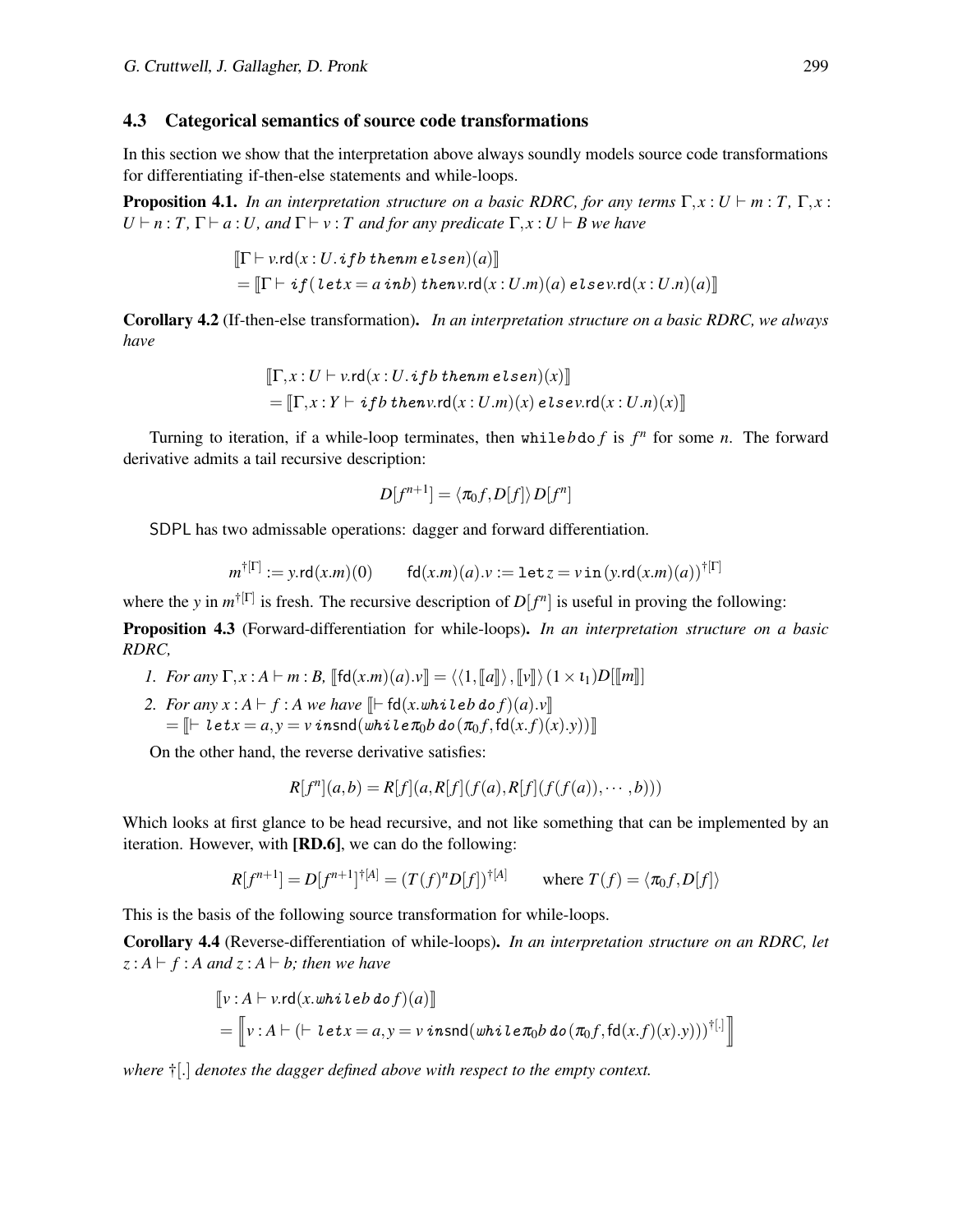### 4.3 Categorical semantics of source code transformations

In this section we show that the interpretation above always soundly models source code transformations for differentiating if-then-else statements and while-loops.

**Proposition 4.1.** *In an interpretation structure on a basic RDRC, for any terms $\Gamma, x : U \vdash m : T$, $\Gamma, x : U \vdash n : T$, $\Gamma \vdash a : U$, and $\Gamma \vdash v : T$ and for any predicate $\Gamma, x : U \vdash B$ we have*

$$
\begin{aligned}
&[\![\Gamma \vdash v.\mathsf{rd}(x : U.\,\mathtt{if}\, b\, \mathtt{then}\, m\, \mathtt{else}\, n)(a)]\!] \\
&= [\![\Gamma \vdash \mathtt{if}\,(\mathtt{let}\, x = a\, \mathtt{in}\, b)\, \mathtt{then}\, v.\mathsf{rd}(x : U.m)(a)\, \mathtt{else}\, v.\mathsf{rd}(x : U.n)(a)]\!]
\end{aligned}
$$

**Corollary 4.2** (If-then-else transformation)**.** *In an interpretation structure on a basic RDRC, we always have*

$$
\begin{aligned}
&[\![\Gamma, x : U \vdash v.\mathsf{rd}(x : U.\,\mathtt{if}\, b\, \mathtt{then}\, m\, \mathtt{else}\, n)(x)]\!] \\
&= [\![\Gamma, x : Y \vdash \mathtt{if}\, b\, \mathtt{then}\, v.\mathsf{rd}(x : U.m)(x)\, \mathtt{else}\, v.\mathsf{rd}(x : U.n)(x)]\!]
\end{aligned}
$$

Turning to iteration, if a while-loop terminates, then $\mathtt{while}\, b\, \mathtt{do}\, f$ is $f^n$ for some $n$. The forward derivative admits a tail recursive description:

$$
D[f^{n+1}] = \langle \pi_0 f, D[f] \rangle D[f^n]
$$

SDPL has two admissable operations: dagger and forward differentiation.

$$
m^{\dagger[\Gamma]} := y.\mathsf{rd}(x.m)(0) \qquad \mathsf{fd}(x.m)(a).v := \mathtt{let}\, z = v\, \mathtt{in}\, (y.\mathsf{rd}(x.m)(a))^{\dagger[\Gamma]}
$$

where the $y$ in $m^{\dagger[\Gamma]}$ is fresh. The recursive description of $D[f^n]$ is useful in proving the following:

**Proposition 4.3** (Forward-differentiation for while-loops)**.** *In an interpretation structure on a basic RDRC,*

1. *For any $\Gamma, x : A \vdash m : B$, $[\![\mathsf{fd}(x.m)(a).v]\!] = \langle \langle 1, [\![a]\!] \rangle, [\![v]\!] \rangle (1 \times \iota_1) D[[\![m]\!]]$*
2. *For any $x : A \vdash f : A$ we have $[\![\vdash \mathsf{fd}(x.\mathtt{while}\, b\, \mathtt{do}\, f)(a).v]\!]$*
   $= [\![\vdash \mathtt{let}\, x = a, y = v\, \mathtt{in}\, \mathsf{snd}(\mathtt{while}\, \pi_0 b\, \mathtt{do}\, (\pi_0 f, \mathsf{fd}(x.f)(x).y))]\!]$

On the other hand, the reverse derivative satisfies:

$$
R[f^n](a,b) = R[f](a, R[f](f(a), R[f](f(f(a)), \cdots, b)))
$$

Which looks at first glance to be head recursive, and not like something that can be implemented by an iteration. However, with **[RD.6]**, we can do the following:

$$
R[f^{n+1}] = D[f^{n+1}]^{\dagger[A]} = (T(f)^n D[f])^{\dagger[A]} \qquad \text{where } T(f) = \langle \pi_0 f, D[f] \rangle
$$

This is the basis of the following source transformation for while-loops.

**Corollary 4.4** (Reverse-differentiation of while-loops)**.** *In an interpretation structure on an RDRC, let $z : A \vdash f : A$ and $z : A \vdash b$; then we have*

$$
\begin{aligned}
&[\![v : A \vdash v.\mathsf{rd}(x.\mathtt{while}\, b\, \mathtt{do}\, f)(a)]\!] \\
&= \left[\!\!\left[ v : A \vdash (\vdash \mathtt{let}\, x = a, y = v\, \mathtt{in}\, \mathsf{snd}(\mathtt{while}\, \pi_0 b\, \mathtt{do}\, (\pi_0 f, \mathsf{fd}(x.f)(x).y)))^{\dagger[.]} \right]\!\!\right]
\end{aligned}
$$

*where $\dagger[.]$ denotes the dagger defined above with respect to the empty context.*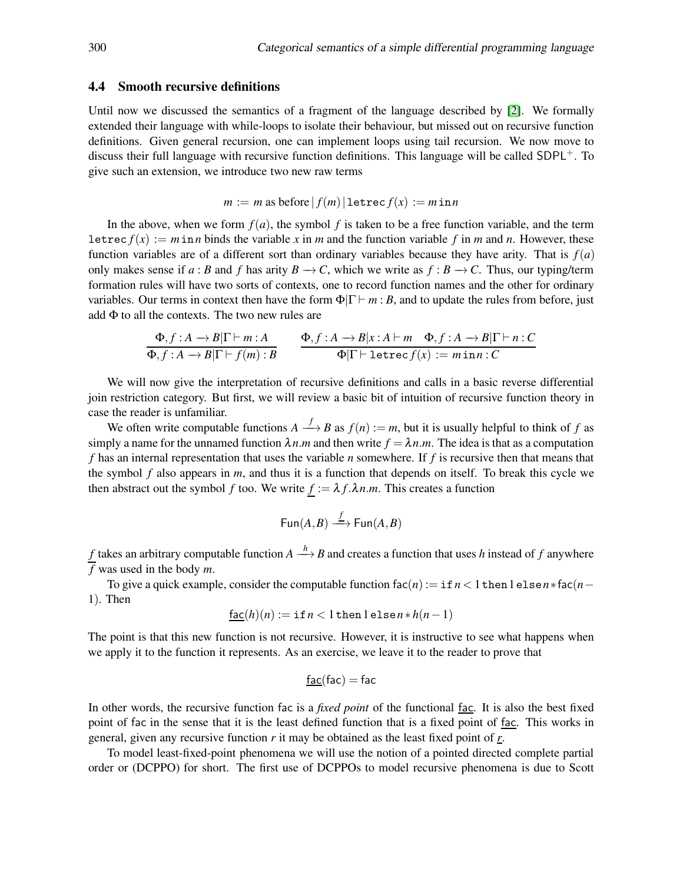### 4.4 Smooth recursive definitions

Until now we discussed the semantics of a fragment of the language described by [2]. We formally extended their language with while-loops to isolate their behaviour, but missed out on recursive function definitions. Given general recursion, one can implement loops using tail recursion. We now move to discuss their full language with recursive function definitions. This language will be called $\mathsf{SDPL}^+$. To give such an extension, we introduce two new raw terms

$$m := m \text{ as before} \,|\, f(m) \,|\, \mathtt{letrec}\, f(x) := m \,\mathtt{in}\, n$$

In the above, when we form $f(a)$, the symbol $f$ is taken to be a free function variable, and the term $\mathtt{letrec}\, f(x) := m \,\mathtt{in}\, n$ binds the variable $x$ in $m$ and the function variable $f$ in $m$ and $n$. However, these function variables are of a different sort than ordinary variables because they have arity. That is $f(a)$ only makes sense if $a : B$ and $f$ has arity $B \to C$, which we write as $f : B \to C$. Thus, our typing/term formation rules will have two sorts of contexts, one to record function names and the other for ordinary variables. Our terms in context then have the form $\Phi|\Gamma \vdash m : B$, and to update the rules from before, just add $\Phi$ to all the contexts. The two new rules are

$$\frac{\Phi, f : A \to B|\Gamma \vdash m : A}{\Phi, f : A \to B|\Gamma \vdash f(m) : B} \qquad \frac{\Phi, f : A \to B|x : A \vdash m \quad \Phi, f : A \to B|\Gamma \vdash n : C}{\Phi|\Gamma \vdash \mathtt{letrec}\, f(x) := m \,\mathtt{in}\, n : C}$$

We will now give the interpretation of recursive definitions and calls in a basic reverse differential join restriction category. But first, we will review a basic bit of intuition of recursive function theory in case the reader is unfamiliar.

We often write computable functions $A \xrightarrow{f} B$ as $f(n) := m$, but it is usually helpful to think of $f$ as simply a name for the unnamed function $\lambda n.m$ and then write $f = \lambda n.m$. The idea is that as a computation $f$ has an internal representation that uses the variable $n$ somewhere. If $f$ is recursive then that means that the symbol $f$ also appears in $m$, and thus it is a function that depends on itself. To break this cycle we then abstract out the symbol $f$ too. We write $\underline{f} := \lambda f.\lambda n.m$. This creates a function

$$\mathsf{Fun}(A,B) \xrightarrow{\underline{f}} \mathsf{Fun}(A,B)$$

$\underline{f}$ takes an arbitrary computable function $A \xrightarrow{h} B$ and creates a function that uses $h$ instead of $f$ anywhere $f$ was used in the body $m$.

To give a quick example, consider the computable function $\mathsf{fac}(n) := \mathtt{if}\, n < 1 \,\mathtt{then}\, 1 \,\mathtt{else}\, n * \mathsf{fac}(n-1)$. Then

$$\underline{\mathsf{fac}}(h)(n) := \mathtt{if}\, n < 1 \,\mathtt{then}\, 1 \,\mathtt{else}\, n * h(n-1)$$

The point is that this new function is not recursive. However, it is instructive to see what happens when we apply it to the function it represents. As an exercise, we leave it to the reader to prove that

$$\underline{\mathsf{fac}}(\mathsf{fac}) = \mathsf{fac}$$

In other words, the recursive function $\mathsf{fac}$ is a *fixed point* of the functional $\underline{\mathsf{fac}}$. It is also the best fixed point of $\mathsf{fac}$ in the sense that it is the least defined function that is a fixed point of $\underline{\mathsf{fac}}$. This works in general, given any recursive function $r$ it may be obtained as the least fixed point of $\underline{r}$.

To model least-fixed-point phenomena we will use the notion of a pointed directed complete partial order or (DCPPO) for short. The first use of DCPPOs to model recursive phenomena is due to Scott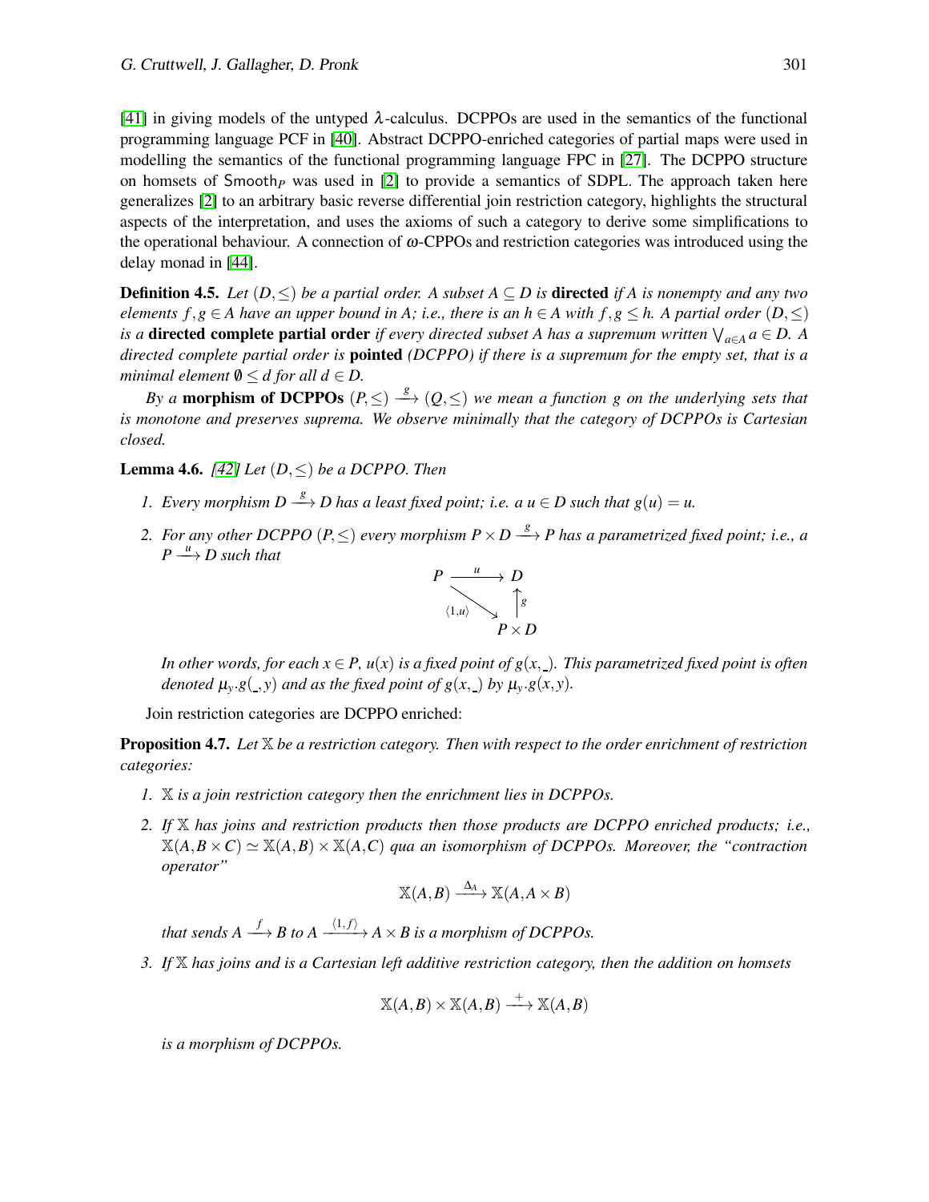[41] in giving models of the untyped $\lambda$-calculus. DCPPOs are used in the semantics of the functional programming language PCF in [40]. Abstract DCPPO-enriched categories of partial maps were used in modelling the semantics of the functional programming language FPC in [27]. The DCPPO structure on homsets of $\mathsf{Smooth}_P$ was used in [2] to provide a semantics of SDPL. The approach taken here generalizes [2] to an arbitrary basic reverse differential join restriction category, highlights the structural aspects of the interpretation, and uses the axioms of such a category to derive some simplifications to the operational behaviour. A connection of $\omega$-CPPOs and restriction categories was introduced using the delay monad in [44].

**Definition 4.5.** *Let $(D,\leq)$ be a partial order. A subset $A \subseteq D$ is* **directed** *if $A$ is nonempty and any two elements $f,g \in A$ have an upper bound in $A$; i.e., there is an $h \in A$ with $f,g \leq h$. A partial order $(D,\leq)$ is a* **directed complete partial order** *if every directed subset $A$ has a supremum written $\bigvee_{a\in A} a \in D$. A directed complete partial order is* **pointed** *(DCPPO) if there is a supremum for the empty set, that is a minimal element $\emptyset \leq d$ for all $d \in D$.*

*By a* **morphism of DCPPOs** $(P,\leq) \xrightarrow{g} (Q,\leq)$ *we mean a function $g$ on the underlying sets that is monotone and preserves suprema. We observe minimally that the category of DCPPOs is Cartesian closed.*

**Lemma 4.6.** *[42] Let $(D,\leq)$ be a DCPPO. Then*

1. *Every morphism $D \xrightarrow{g} D$ has a least fixed point; i.e. a $u \in D$ such that $g(u) = u$.*
2. *For any other DCPPO $(P,\leq)$ every morphism $P \times D \xrightarrow{g} P$ has a parametrized fixed point; i.e., a $P \xrightarrow{u} D$ such that*

$$\begin{array}{ccc} P & \xrightarrow{u} & D \\ & \searrow^{\langle 1,u\rangle} & \uparrow g \\ & & P \times D \end{array}$$

*In other words, for each $x \in P$, $u(x)$ is a fixed point of $g(x,\_)$. This parametrized fixed point is often denoted $\mu_y.g(\_,y)$ and as the fixed point of $g(x,\_)$ by $\mu_y.g(x,y)$.*

Join restriction categories are DCPPO enriched:

**Proposition 4.7.** *Let $\mathbb{X}$ be a restriction category. Then with respect to the order enrichment of restriction categories:*

1. *$\mathbb{X}$ is a join restriction category then the enrichment lies in DCPPOs.*
2. *If $\mathbb{X}$ has joins and restriction products then those products are DCPPO enriched products; i.e., $\mathbb{X}(A,B\times C) \simeq \mathbb{X}(A,B)\times\mathbb{X}(A,C)$ qua an isomorphism of DCPPOs. Moreover, the "contraction operator"*

$$\mathbb{X}(A,B) \xrightarrow{\Delta_A} \mathbb{X}(A,A\times B)$$

*that sends $A \xrightarrow{f} B$ to $A \xrightarrow{\langle 1,f\rangle} A\times B$ is a morphism of DCPPOs.*

3. *If $\mathbb{X}$ has joins and is a Cartesian left additive restriction category, then the addition on homsets*

$$\mathbb{X}(A,B)\times\mathbb{X}(A,B) \xrightarrow{+} \mathbb{X}(A,B)$$

*is a morphism of DCPPOs.*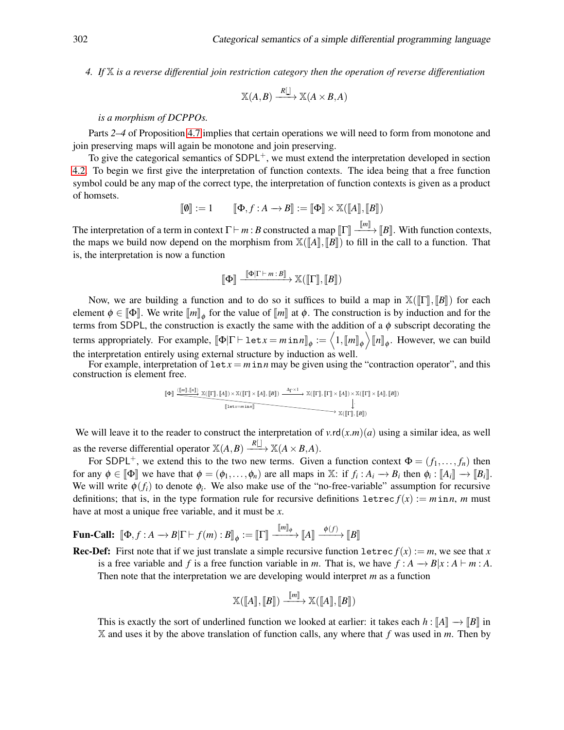4. *If $\mathbb{X}$ is a reverse differential join restriction category then the operation of reverse differentiation*

$$\mathbb{X}(A,B) \xrightarrow{R[\_]} \mathbb{X}(A \times B, A)$$

*is a morphism of DCPPOs.*

Parts *2–4* of Proposition 4.7 implies that certain operations we will need to form from monotone and join preserving maps will again be monotone and join preserving.

To give the categorical semantics of $\mathsf{SDPL}^+$, we must extend the interpretation developed in section 4.2. To begin we first give the interpretation of function contexts. The idea being that a free function symbol could be any map of the correct type, the interpretation of function contexts is given as a product of homsets.

$$[\![\emptyset]\!] := 1 \qquad [\![\Phi, f : A \longrightarrow B]\!] := [\![\Phi]\!] \times \mathbb{X}([\![A]\!],[\![B]\!])$$

The interpretation of a term in context $\Gamma \vdash m : B$ constructed a map $[\![\Gamma]\!] \xrightarrow{[\![m]\!]} [\![B]\!]$. With function contexts, the maps we build now depend on the morphism from $\mathbb{X}([\![A]\!],[\![B]\!])$ to fill in the call to a function. That is, the interpretation is now a function

$$[\![\Phi]\!] \xrightarrow{[\![\Phi|\Gamma \vdash m : B]\!]} \mathbb{X}([\![\Gamma]\!],[\![B]\!])$$

Now, we are building a function and to do so it suffices to build a map in $\mathbb{X}([\![\Gamma]\!],[\![B]\!])$ for each element $\phi \in [\![\Phi]\!]$. We write $[\![m]\!]_\phi$ for the value of $[\![m]\!]$ at $\phi$. The construction is by induction and for the terms from $\mathsf{SDPL}$, the construction is exactly the same with the addition of a $\phi$ subscript decorating the terms appropriately. For example, $[\![\Phi|\Gamma \vdash \mathtt{let}\, x = m \,\mathtt{in}\, n]\!]_\phi := \left\langle 1, [\![m]\!]_\phi \right\rangle [\![n]\!]_\phi$. However, we can build the interpretation entirely using external structure by induction as well.

For example, interpretation of $\mathtt{let}\, x = m \,\mathtt{in}\, n$ may be given using the "contraction operator", and this construction is element free.

$$[\![\Phi]\!] \xrightarrow{\langle [\![m]\!],[\![n]\!] \rangle} \mathbb{X}([\![\Gamma]\!],[\![A]\!]) \times \mathbb{X}([\![\Gamma]\!] \times [\![A]\!],[\![B]\!]) \xrightarrow{\Delta_\Gamma \times 1} \mathbb{X}([\![\Gamma]\!],[\![\Gamma]\!] \times [\![A]\!]) \times \mathbb{X}([\![\Gamma]\!] \times [\![A]\!],[\![B]\!]) \xrightarrow{;} \mathbb{X}([\![\Gamma]\!],[\![B]\!])$$

(where the composite $[\![\Phi]\!] \to \mathbb{X}([\![\Gamma]\!],[\![B]\!])$ is $[\![\mathtt{let}\, x = m \,\mathtt{in}\, n]\!]$)

We will leave it to the reader to construct the interpretation of $v.\mathsf{rd}(x.m)(a)$ using a similar idea, as well as the reverse differential operator $\mathbb{X}(A,B) \xrightarrow{R[\_]} \mathbb{X}(A \times B, A)$.

For $\mathsf{SDPL}^+$, we extend this to the two new terms. Given a function context $\Phi = (f_1, \ldots, f_n)$ then for any $\phi \in [\![\Phi]\!]$ we have that $\phi = (\phi_1, \ldots, \phi_n)$ are all maps in $\mathbb{X}$: if $f_i : A_i \longrightarrow B_i$ then $\phi_i : [\![A_i]\!] \longrightarrow [\![B_i]\!]$. We will write $\phi(f_i)$ to denote $\phi_i$. We also make use of the "no-free-variable" assumption for recursive definitions; that is, in the type formation rule for recursive definitions $\mathtt{letrec}\, f(x) := m \,\mathtt{in}\, n$, $m$ must have at most a unique free variable, and it must be $x$.

**Fun-Call:** $[\![\Phi, f : A \longrightarrow B|\Gamma \vdash f(m) : B]\!]_\phi := [\![\Gamma]\!] \xrightarrow{[\![m]\!]_\phi} [\![A]\!] \xrightarrow{\phi(f)} [\![B]\!]$

**Rec-Def:** First note that if we just translate a simple recursive function $\mathtt{letrec}\, f(x) := m$, we see that $x$ is a free variable and $f$ is a free function variable in $m$. That is, we have $f : A \longrightarrow B|x : A \vdash m : A$. Then note that the interpretation we are developing would interpret $m$ as a function

$$\mathbb{X}([\![A]\!],[\![B]\!]) \xrightarrow{[\![m]\!]} \mathbb{X}([\![A]\!],[\![B]\!])$$

This is exactly the sort of underlined function we looked at earlier: it takes each $h : [\![A]\!] \longrightarrow [\![B]\!]$ in $\mathbb{X}$ and uses it by the above translation of function calls, any where that $f$ was used in $m$. Then by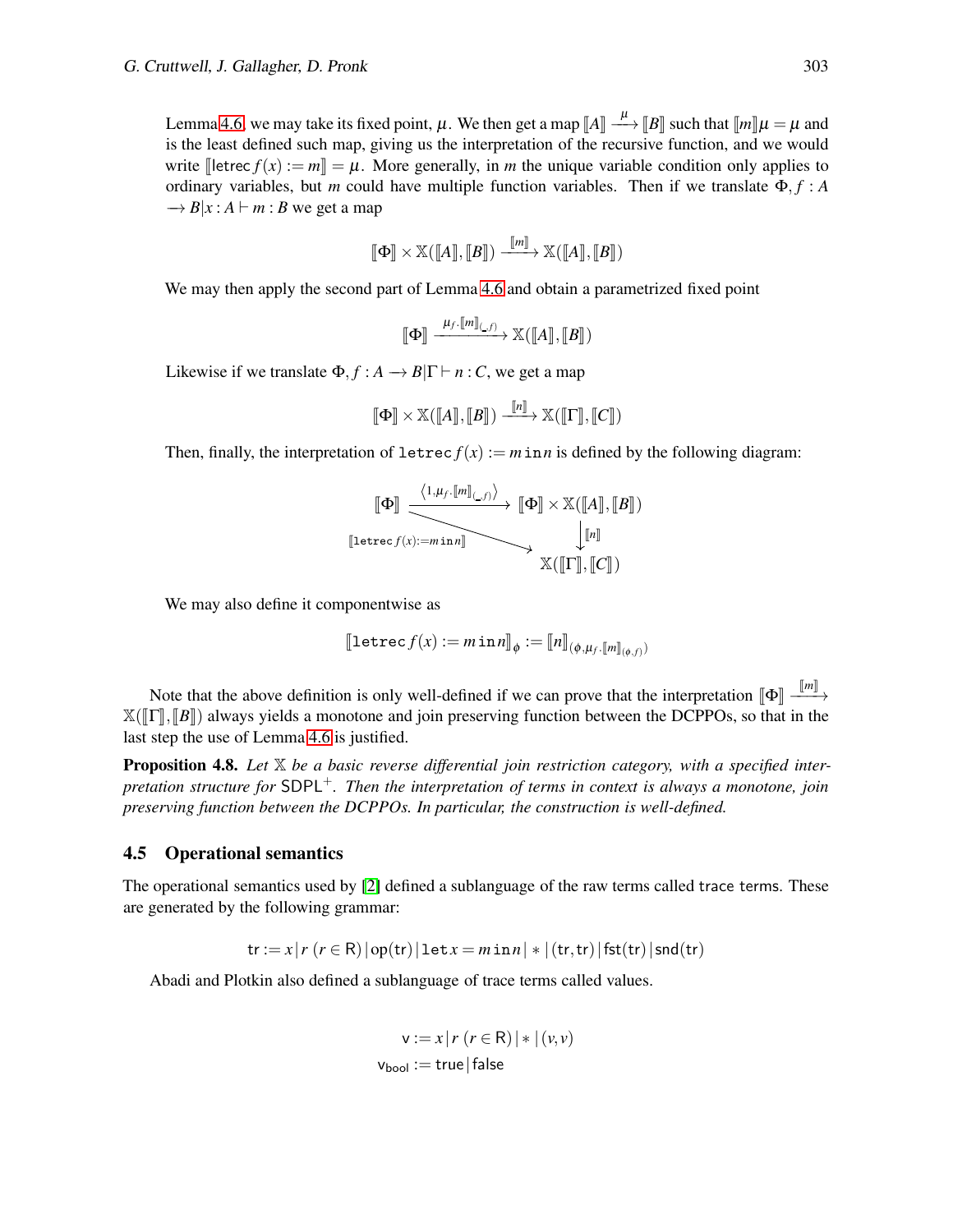Lemma 4.6, we may take its fixed point, $\mu$. We then get a map $[\![A]\!] \xrightarrow{\mu} [\![B]\!]$ such that $[\![m]\!]\mu = \mu$ and is the least defined such map, giving us the interpretation of the recursive function, and we would write $[\![\mathsf{letrec}\, f(x) := m]\!] = \mu$. More generally, in $m$ the unique variable condition only applies to ordinary variables, but $m$ could have multiple function variables. Then if we translate $\Phi, f : A \to B | x : A \vdash m : B$ we get a map

$$[\![\Phi]\!] \times \mathbb{X}([\![A]\!],[\![B]\!]) \xrightarrow{[\![m]\!]} \mathbb{X}([\![A]\!],[\![B]\!])$$

We may then apply the second part of Lemma 4.6 and obtain a parametrized fixed point

$$[\![\Phi]\!] \xrightarrow{\mu_f \cdot [\![m]\!]_{(\_,f)}} \mathbb{X}([\![A]\!],[\![B]\!])$$

Likewise if we translate $\Phi, f : A \to B | \Gamma \vdash n : C$, we get a map

$$[\![\Phi]\!] \times \mathbb{X}([\![A]\!],[\![B]\!]) \xrightarrow{[\![n]\!]} \mathbb{X}([\![\Gamma]\!],[\![C]\!])$$

Then, finally, the interpretation of $\mathtt{letrec}\, f(x) := m\, \mathtt{in}\, n$ is defined by the following diagram:

$$\begin{array}{ccc} [\![\Phi]\!] & \xrightarrow{\langle 1, \mu_f \cdot [\![m]\!]_{(\_,f)} \rangle} & [\![\Phi]\!] \times \mathbb{X}([\![A]\!],[\![B]\!]) \\ & \searrow^{[\![\mathtt{letrec}\, f(x) := m\, \mathtt{in}\, n]\!]} & \downarrow [\![n]\!] \\ & & \mathbb{X}([\![\Gamma]\!],[\![C]\!]) \end{array}$$

We may also define it componentwise as

$$[\![\mathtt{letrec}\, f(x) := m\, \mathtt{in}\, n]\!]_\phi := [\![n]\!]_{(\phi, \mu_f \cdot [\![m]\!]_{(\phi,f)})}$$

Note that the above definition is only well-defined if we can prove that the interpretation $[\![\Phi]\!] \xrightarrow{[\![m]\!]} \mathbb{X}([\![\Gamma]\!],[\![B]\!])$ always yields a monotone and join preserving function between the DCPPOs, so that in the last step the use of Lemma 4.6 is justified.

**Proposition 4.8.** *Let $\mathbb{X}$ be a basic reverse differential join restriction category, with a specified interpretation structure for* $\mathsf{SDPL}^+$*. Then the interpretation of terms in context is always a monotone, join preserving function between the DCPPOs. In particular, the construction is well-defined.*

## 4.5 Operational semantics

The operational semantics used by [2] defined a sublanguage of the raw terms called trace terms. These are generated by the following grammar:

$$\mathsf{tr} := x \,|\, r\ (r \in \mathsf{R}) \,|\, \mathsf{op}(\mathsf{tr}) \,|\, \mathtt{let}\, x = m\, \mathtt{in}\, n \,|\, * \,|\, (\mathsf{tr},\mathsf{tr}) \,|\, \mathsf{fst}(\mathsf{tr}) \,|\, \mathsf{snd}(\mathsf{tr})$$

Abadi and Plotkin also defined a sublanguage of trace terms called values.

$$\mathsf{v} := x \,|\, r\ (r \in \mathsf{R}) \,|\, * \,|\, (v,v)$$
$$\mathsf{v}_{\mathsf{bool}} := \mathsf{true} \,|\, \mathsf{false}$$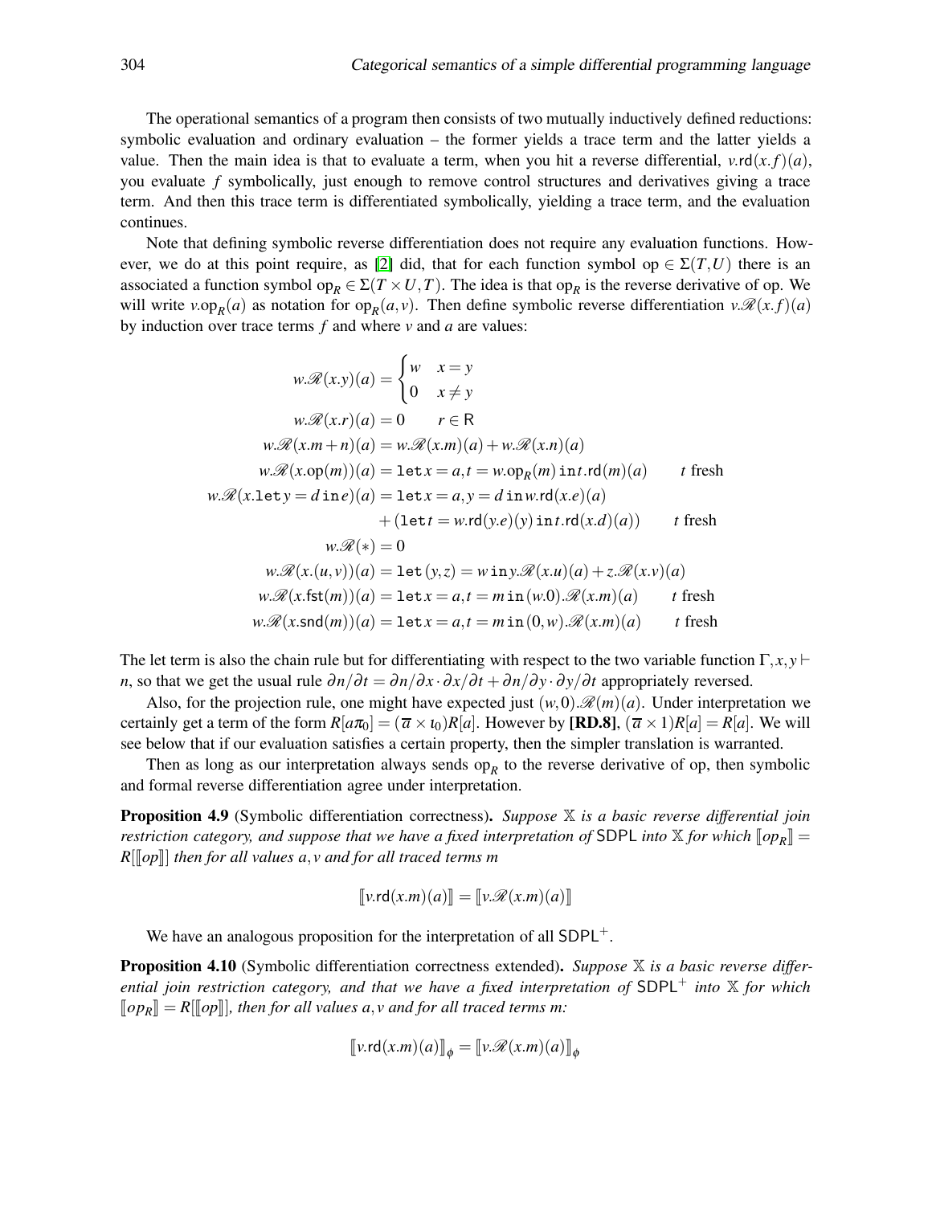The operational semantics of a program then consists of two mutually inductively defined reductions: symbolic evaluation and ordinary evaluation – the former yields a trace term and the latter yields a value. Then the main idea is that to evaluate a term, when you hit a reverse differential, $v.\mathsf{rd}(x.f)(a)$, you evaluate $f$ symbolically, just enough to remove control structures and derivatives giving a trace term. And then this trace term is differentiated symbolically, yielding a trace term, and the evaluation continues.

Note that defining symbolic reverse differentiation does not require any evaluation functions. However, we do at this point require, as [2] did, that for each function symbol $\mathsf{op} \in \Sigma(T,U)$ there is an associated a function symbol $\mathsf{op}_R \in \Sigma(T \times U, T)$. The idea is that $\mathsf{op}_R$ is the reverse derivative of op. We will write $v.\mathsf{op}_R(a)$ as notation for $\mathsf{op}_R(a,v)$. Then define symbolic reverse differentiation $v.\mathscr{R}(x.f)(a)$ by induction over trace terms $f$ and where $v$ and $a$ are values:

$$
\begin{aligned}
w.\mathscr{R}(x.y)(a) &= \begin{cases} w & x = y \\ 0 & x \neq y \end{cases} \\
w.\mathscr{R}(x.r)(a) &= 0 \qquad r \in \mathsf{R} \\
w.\mathscr{R}(x.m+n)(a) &= w.\mathscr{R}(x.m)(a) + w.\mathscr{R}(x.n)(a) \\
w.\mathscr{R}(x.\mathsf{op}(m))(a) &= \mathtt{let}\, x = a, t = w.\mathsf{op}_R(m)\,\mathtt{in}\, t.\mathsf{rd}(m)(a) \qquad t \text{ fresh} \\
w.\mathscr{R}(x.\mathtt{let}\, y = d\,\mathtt{in}\, e)(a) &= \mathtt{let}\, x = a, y = d\,\mathtt{in}\, w.\mathsf{rd}(x.e)(a) \\
&\quad + (\mathtt{let}\, t = w.\mathsf{rd}(y.e)(y)\,\mathtt{in}\, t.\mathsf{rd}(x.d)(a)) \qquad t \text{ fresh} \\
w.\mathscr{R}(*) &= 0 \\
w.\mathscr{R}(x.(u,v))(a) &= \mathtt{let}\,(y,z) = w\,\mathtt{in}\, y.\mathscr{R}(x.u)(a) + z.\mathscr{R}(x.v)(a) \\
w.\mathscr{R}(x.\mathsf{fst}(m))(a) &= \mathtt{let}\, x = a, t = m\,\mathtt{in}\,(w.0).\mathscr{R}(x.m)(a) \qquad t \text{ fresh} \\
w.\mathscr{R}(x.\mathsf{snd}(m))(a) &= \mathtt{let}\, x = a, t = m\,\mathtt{in}\,(0,w).\mathscr{R}(x.m)(a) \qquad t \text{ fresh}
\end{aligned}
$$

The let term is also the chain rule but for differentiating with respect to the two variable function $\Gamma, x, y \vdash n$, so that we get the usual rule $\partial n/\partial t = \partial n/\partial x \cdot \partial x/\partial t + \partial n/\partial y \cdot \partial y/\partial t$ appropriately reversed.

Also, for the projection rule, one might have expected just $(w,0).\mathscr{R}(m)(a)$. Under interpretation we certainly get a term of the form $R[a\pi_0] = (\overline{a} \times \iota_0)R[a]$. However by **[RD.8]**, $(\overline{a} \times 1)R[a] = R[a]$. We will see below that if our evaluation satisfies a certain property, then the simpler translation is warranted.

Then as long as our interpretation always sends $\mathsf{op}_R$ to the reverse derivative of op, then symbolic and formal reverse differentiation agree under interpretation.

**Proposition 4.9** (Symbolic differentiation correctness). *Suppose $\mathbb{X}$ is a basic reverse differential join restriction category, and suppose that we have a fixed interpretation of* SDPL *into $\mathbb{X}$ for which $[\![op_R]\!] = R[[\![op]\!]]$ then for all values $a, v$ and for all traced terms $m$*

$$[\![v.\mathsf{rd}(x.m)(a)]\!] = [\![v.\mathscr{R}(x.m)(a)]\!]$$

We have an analogous proposition for the interpretation of all $\mathsf{SDPL}^+$.

**Proposition 4.10** (Symbolic differentiation correctness extended). *Suppose $\mathbb{X}$ is a basic reverse differential join restriction category, and that we have a fixed interpretation of $\mathsf{SDPL}^+$ into $\mathbb{X}$ for which $[\![op_R]\!] = R[[\![op]\!]]$, then for all values $a, v$ and for all traced terms $m$:*

$$[\![v.\mathsf{rd}(x.m)(a)]\!]_\phi = [\![v.\mathscr{R}(x.m)(a)]\!]_\phi$$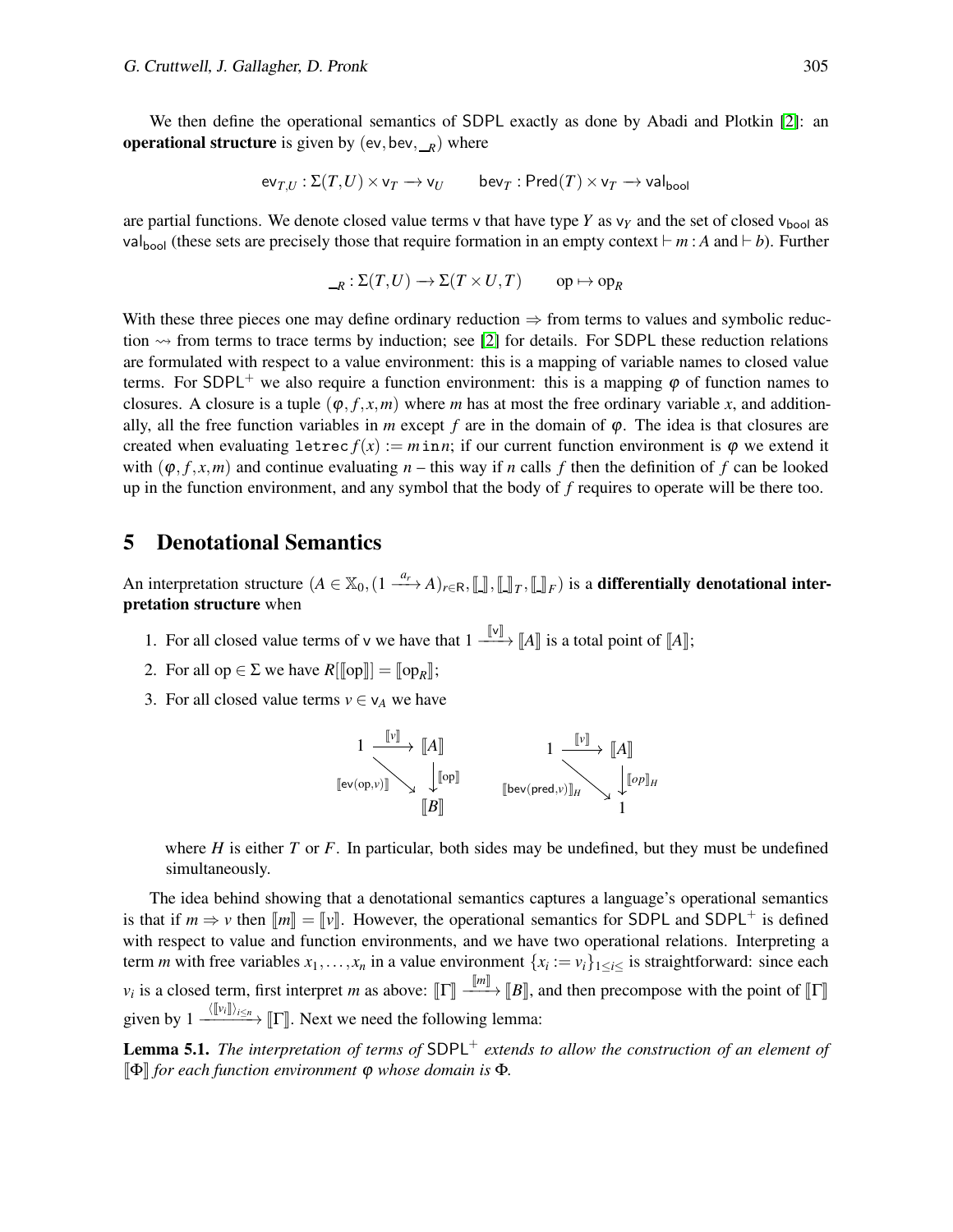We then define the operational semantics of SDPL exactly as done by Abadi and Plotkin [2]: an **operational structure** is given by $(\mathsf{ev}, \mathsf{bev}, \_{R})$ where

$$\mathsf{ev}_{T,U} : \Sigma(T,U) \times \mathsf{v}_T \longrightarrow \mathsf{v}_U \qquad \mathsf{bev}_T : \mathsf{Pred}(T) \times \mathsf{v}_T \longrightarrow \mathsf{val}_{\mathsf{bool}}$$

are partial functions. We denote closed value terms v that have type $Y$ as $\mathsf{v}_Y$ and the set of closed $\mathsf{v}_{\mathsf{bool}}$ as $\mathsf{val}_{\mathsf{bool}}$ (these sets are precisely those that require formation in an empty context $\vdash m : A$ and $\vdash b$). Further

$$\_{R} : \Sigma(T,U) \longrightarrow \Sigma(T \times U, T) \qquad \mathrm{op} \mapsto \mathrm{op}_R$$

With these three pieces one may define ordinary reduction $\Rightarrow$ from terms to values and symbolic reduction $\rightsquigarrow$ from terms to trace terms by induction; see [2] for details. For SDPL these reduction relations are formulated with respect to a value environment: this is a mapping of variable names to closed value terms. For SDPL$^+$ we also require a function environment: this is a mapping $\varphi$ of function names to closures. A closure is a tuple $(\varphi, f, x, m)$ where $m$ has at most the free ordinary variable $x$, and additionally, all the free function variables in $m$ except $f$ are in the domain of $\varphi$. The idea is that closures are created when evaluating $\mathtt{letrec}\, f(x) := m\, \mathtt{in}\, n$; if our current function environment is $\varphi$ we extend it with $(\varphi, f, x, m)$ and continue evaluating $n$ – this way if $n$ calls $f$ then the definition of $f$ can be looked up in the function environment, and any symbol that the body of $f$ requires to operate will be there too.

# 5 Denotational Semantics

An interpretation structure $(A \in \mathbb{X}_0, (1 \xrightarrow{a_r} A)_{r \in \mathsf{R}}, [\![\_]\!], [\![\_]\!]_T, [\![\_]\!]_F)$ is a **differentially denotational interpretation structure** when

1. For all closed value terms of v we have that $1 \xrightarrow{[\![\mathsf{v}]\!]} [\![A]\!]$ is a total point of $[\![A]\!]$;
2. For all $\mathrm{op} \in \Sigma$ we have $R[[\![\mathrm{op}]\!]] = [\![\mathrm{op}_R]\!]$;
3. For all closed value terms $v \in \mathsf{v}_A$ we have

$$\begin{array}{ccc} 1 & \xrightarrow{[\![v]\!]} & [\![A]\!] \\ & \searrow^{[\![\mathsf{ev}(\mathrm{op},v)]\!]} & \downarrow [\![\mathrm{op}]\!] \\ & & [\![B]\!] \end{array} \qquad \begin{array}{ccc} 1 & \xrightarrow{[\![v]\!]} & [\![A]\!] \\ & \searrow^{[\![\mathsf{bev}(\mathsf{pred},v)]\!]_H} & \downarrow [\![op]\!]_H \\ & & 1 \end{array}$$

where $H$ is either $T$ or $F$. In particular, both sides may be undefined, but they must be undefined simultaneously.

The idea behind showing that a denotational semantics captures a language's operational semantics is that if $m \Rightarrow v$ then $[\![m]\!] = [\![v]\!]$. However, the operational semantics for SDPL and SDPL$^+$ is defined with respect to value and function environments, and we have two operational relations. Interpreting a term $m$ with free variables $x_1, \ldots, x_n$ in a value environment $\{x_i := v_i\}_{1 \le i \le}$ is straightforward: since each $v_i$ is a closed term, first interpret $m$ as above: $[\![\Gamma]\!] \xrightarrow{[\![m]\!]} [\![B]\!]$, and then precompose with the point of $[\![\Gamma]\!]$ given by $1 \xrightarrow{\langle [\![v_i]\!] \rangle_{i \le n}} [\![\Gamma]\!]$. Next we need the following lemma:

**Lemma 5.1.** *The interpretation of terms of SDPL$^+$ extends to allow the construction of an element of $[\![\Phi]\!]$ for each function environment $\varphi$ whose domain is $\Phi$.*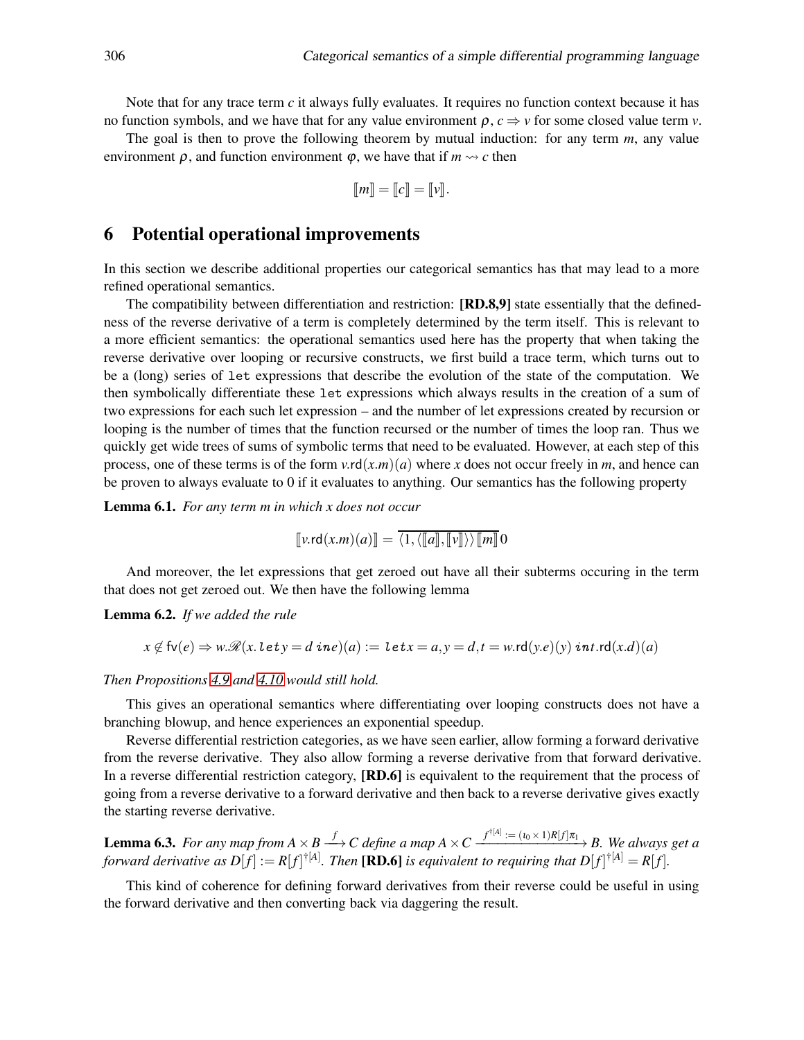Note that for any trace term $c$ it always fully evaluates. It requires no function context because it has no function symbols, and we have that for any value environment $\rho$, $c \Rightarrow v$ for some closed value term $v$.

The goal is then to prove the following theorem by mutual induction: for any term $m$, any value environment $\rho$, and function environment $\varphi$, we have that if $m \rightsquigarrow c$ then

$$[\![m]\!] = [\![c]\!] = [\![v]\!].$$

## 6 Potential operational improvements

In this section we describe additional properties our categorical semantics has that may lead to a more refined operational semantics.

The compatibility between differentiation and restriction: **[RD.8,9]** state essentially that the definedness of the reverse derivative of a term is completely determined by the term itself. This is relevant to a more efficient semantics: the operational semantics used here has the property that when taking the reverse derivative over looping or recursive constructs, we first build a trace term, which turns out to be a (long) series of `let` expressions that describe the evolution of the state of the computation. We then symbolically differentiate these `let` expressions which always results in the creation of a sum of two expressions for each such let expression – and the number of let expressions created by recursion or looping is the number of times that the function recursed or the number of times the loop ran. Thus we quickly get wide trees of sums of symbolic terms that need to be evaluated. However, at each step of this process, one of these terms is of the form $v.\mathsf{rd}(x.m)(a)$ where $x$ does not occur freely in $m$, and hence can be proven to always evaluate to 0 if it evaluates to anything. Our semantics has the following property

**Lemma 6.1.** *For any term $m$ in which $x$ does not occur*

$$[\![v.\mathsf{rd}(x.m)(a)]\!] = \overline{\langle 1, \langle [\![a]\!], [\![v]\!] \rangle \rangle [\![m]\!]}\, 0$$

And moreover, the let expressions that get zeroed out have all their subterms occuring in the term that does not get zeroed out. We then have the following lemma

**Lemma 6.2.** *If we added the rule*

$$x \notin \mathsf{fv}(e) \Rightarrow w.\mathscr{R}(x.\,\mathtt{let}\, y = d\, \mathtt{in}\, e)(a) := \mathtt{let}\, x = a, y = d, t = w.\mathsf{rd}(y.e)(y)\, \mathtt{in}\, t.\mathsf{rd}(x.d)(a)$$

*Then Propositions 4.9 and 4.10 would still hold.*

This gives an operational semantics where differentiating over looping constructs does not have a branching blowup, and hence experiences an exponential speedup.

Reverse differential restriction categories, as we have seen earlier, allow forming a forward derivative from the reverse derivative. They also allow forming a reverse derivative from that forward derivative. In a reverse differential restriction category, **[RD.6]** is equivalent to the requirement that the process of going from a reverse derivative to a forward derivative and then back to a reverse derivative gives exactly the starting reverse derivative.

**Lemma 6.3.** *For any map from $A \times B \xrightarrow{f} C$ define a map $A \times C \xrightarrow{f^{\dagger[A]} := (\iota_0 \times 1) R[f] \pi_1} B$. We always get a forward derivative as $D[f] := R[f]^{\dagger[A]}$. Then* **[RD.6]** *is equivalent to requiring that $D[f]^{\dagger[A]} = R[f]$.*

This kind of coherence for defining forward derivatives from their reverse could be useful in using the forward derivative and then converting back via daggering the result.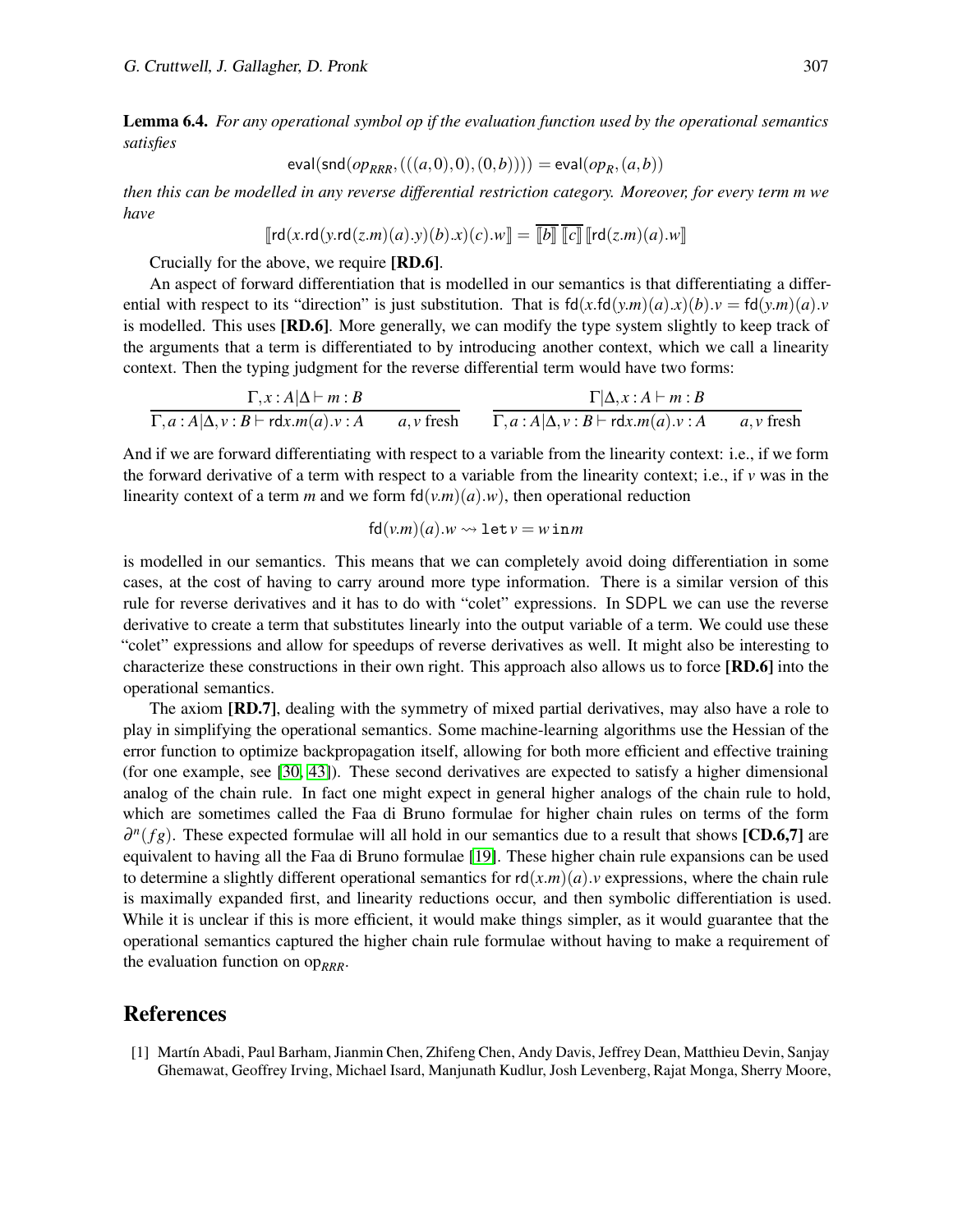**Lemma 6.4.** *For any operational symbol op if the evaluation function used by the operational semantics satisfies*

$$\mathsf{eval}(\mathsf{snd}(op_{RRR},(((a,0),0),(0,b)))) = \mathsf{eval}(op_R,(a,b))$$

*then this can be modelled in any reverse differential restriction category. Moreover, for every term m we have*

$$[\![\mathsf{rd}(x.\mathsf{rd}(y.\mathsf{rd}(z.m)(a).y)(b).x)(c).w]\!] = \overline{[\![b]\!]}\,\overline{[\![c]\!]}\,[\![\mathsf{rd}(z.m)(a).w]\!]$$

Crucially for the above, we require **[RD.6]**.

An aspect of forward differentiation that is modelled in our semantics is that differentiating a differential with respect to its "direction" is just substitution. That is $\mathsf{fd}(x.\mathsf{fd}(y.m)(a).x)(b).v = \mathsf{fd}(y.m)(a).v$ is modelled. This uses **[RD.6]**. More generally, we can modify the type system slightly to keep track of the arguments that a term is differentiated to by introducing another context, which we call a linearity context. Then the typing judgment for the reverse differential term would have two forms:

$$\frac{\Gamma, x:A|\Delta \vdash m:B}{\Gamma, a:A|\Delta, v:B \vdash \mathsf{rd}x.m(a).v:A} \quad a,v \text{ fresh} \qquad \frac{\Gamma|\Delta, x:A \vdash m:B}{\Gamma, a:A|\Delta, v:B \vdash \mathsf{rd}x.m(a).v:A} \quad a,v \text{ fresh}$$

And if we are forward differentiating with respect to a variable from the linearity context: i.e., if we form the forward derivative of a term with respect to a variable from the linearity context; i.e., if $v$ was in the linearity context of a term $m$ and we form $\mathsf{fd}(v.m)(a).w)$, then operational reduction

$$\mathsf{fd}(v.m)(a).w \rightsquigarrow \mathtt{let}\, v = w\, \mathtt{in}\, m$$

is modelled in our semantics. This means that we can completely avoid doing differentiation in some cases, at the cost of having to carry around more type information. There is a similar version of this rule for reverse derivatives and it has to do with "colet" expressions. In SDPL we can use the reverse derivative to create a term that substitutes linearly into the output variable of a term. We could use these "colet" expressions and allow for speedups of reverse derivatives as well. It might also be interesting to characterize these constructions in their own right. This approach also allows us to force **[RD.6]** into the operational semantics.

The axiom **[RD.7]**, dealing with the symmetry of mixed partial derivatives, may also have a role to play in simplifying the operational semantics. Some machine-learning algorithms use the Hessian of the error function to optimize backpropagation itself, allowing for both more efficient and effective training (for one example, see [30, 43]). These second derivatives are expected to satisfy a higher dimensional analog of the chain rule. In fact one might expect in general higher analogs of the chain rule to hold, which are sometimes called the Faa di Bruno formulae for higher chain rules on terms of the form $\partial^n(fg)$. These expected formulae will all hold in our semantics due to a result that shows **[CD.6,7]** are equivalent to having all the Faa di Bruno formulae [19]. These higher chain rule expansions can be used to determine a slightly different operational semantics for $\mathsf{rd}(x.m)(a).v$ expressions, where the chain rule is maximally expanded first, and linearity reductions occur, and then symbolic differentiation is used. While it is unclear if this is more efficient, it would make things simpler, as it would guarantee that the operational semantics captured the higher chain rule formulae without having to make a requirement of the evaluation function on $\text{op}_{RRR}$.

# References

[1] Martín Abadi, Paul Barham, Jianmin Chen, Zhifeng Chen, Andy Davis, Jeffrey Dean, Matthieu Devin, Sanjay Ghemawat, Geoffrey Irving, Michael Isard, Manjunath Kudlur, Josh Levenberg, Rajat Monga, Sherry Moore,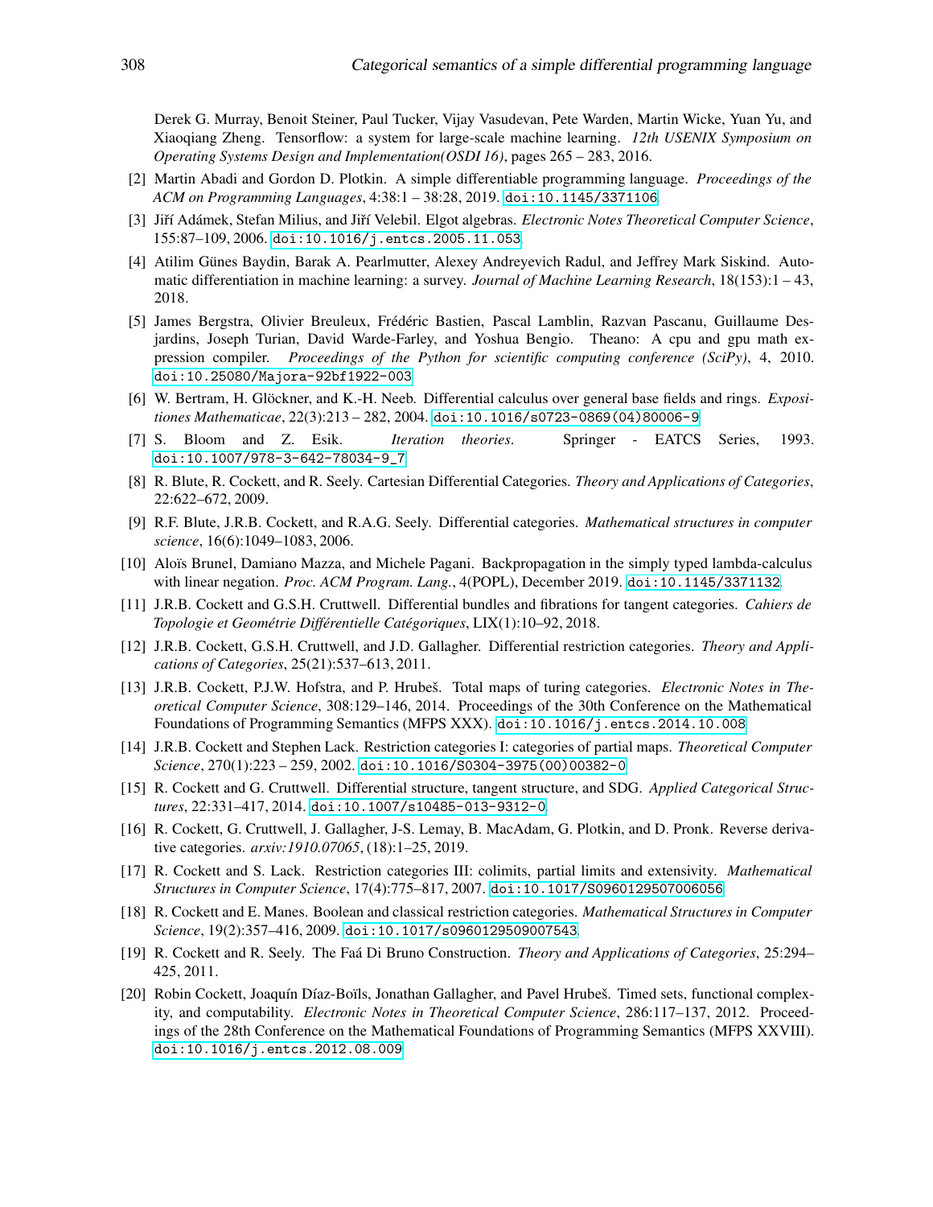Derek G. Murray, Benoit Steiner, Paul Tucker, Vijay Vasudevan, Pete Warden, Martin Wicke, Yuan Yu, and Xiaoqiang Zheng. Tensorflow: a system for large-scale machine learning. *12th USENIX Symposium on Operating Systems Design and Implementation(OSDI 16)*, pages 265 – 283, 2016.

[2] Martin Abadi and Gordon D. Plotkin. A simple differentiable programming language. *Proceedings of the ACM on Programming Languages*, 4:38:1 – 38:28, 2019. doi:10.1145/3371106.

[3] Jiří Adámek, Stefan Milius, and Jiří Velebil. Elgot algebras. *Electronic Notes Theoretical Computer Science*, 155:87–109, 2006. doi:10.1016/j.entcs.2005.11.053.

[4] Atilim Günes Baydin, Barak A. Pearlmutter, Alexey Andreyevich Radul, and Jeffrey Mark Siskind. Automatic differentiation in machine learning: a survey. *Journal of Machine Learning Research*, 18(153):1 – 43, 2018.

[5] James Bergstra, Olivier Breuleux, Frédéric Bastien, Pascal Lamblin, Razvan Pascanu, Guillaume Desjardins, Joseph Turian, David Warde-Farley, and Yoshua Bengio. Theano: A cpu and gpu math expression compiler. *Proceedings of the Python for scientific computing conference (SciPy)*, 4, 2010. doi:10.25080/Majora-92bf1922-003.

[6] W. Bertram, H. Glöckner, and K.-H. Neeb. Differential calculus over general base fields and rings. *Expositiones Mathematicae*, 22(3):213 – 282, 2004. doi:10.1016/s0723-0869(04)80006-9.

[7] S. Bloom and Z. Esik. *Iteration theories*. Springer - EATCS Series, 1993. doi:10.1007/978-3-642-78034-9_7.

[8] R. Blute, R. Cockett, and R. Seely. Cartesian Differential Categories. *Theory and Applications of Categories*, 22:622–672, 2009.

[9] R.F. Blute, J.R.B. Cockett, and R.A.G. Seely. Differential categories. *Mathematical structures in computer science*, 16(6):1049–1083, 2006.

[10] Aloïs Brunel, Damiano Mazza, and Michele Pagani. Backpropagation in the simply typed lambda-calculus with linear negation. *Proc. ACM Program. Lang.*, 4(POPL), December 2019. doi:10.1145/3371132.

[11] J.R.B. Cockett and G.S.H. Cruttwell. Differential bundles and fibrations for tangent categories. *Cahiers de Topologie et Geométrie Différentielle Catégoriques*, LIX(1):10–92, 2018.

[12] J.R.B. Cockett, G.S.H. Cruttwell, and J.D. Gallagher. Differential restriction categories. *Theory and Applications of Categories*, 25(21):537–613, 2011.

[13] J.R.B. Cockett, P.J.W. Hofstra, and P. Hrubeš. Total maps of turing categories. *Electronic Notes in Theoretical Computer Science*, 308:129–146, 2014. Proceedings of the 30th Conference on the Mathematical Foundations of Programming Semantics (MFPS XXX). doi:10.1016/j.entcs.2014.10.008.

[14] J.R.B. Cockett and Stephen Lack. Restriction categories I: categories of partial maps. *Theoretical Computer Science*, 270(1):223 – 259, 2002. doi:10.1016/S0304-3975(00)00382-0.

[15] R. Cockett and G. Cruttwell. Differential structure, tangent structure, and SDG. *Applied Categorical Structures*, 22:331–417, 2014. doi:10.1007/s10485-013-9312-0.

[16] R. Cockett, G. Cruttwell, J. Gallagher, J-S. Lemay, B. MacAdam, G. Plotkin, and D. Pronk. Reverse derivative categories. *arxiv:1910.07065*, (18):1–25, 2019.

[17] R. Cockett and S. Lack. Restriction categories III: colimits, partial limits and extensivity. *Mathematical Structures in Computer Science*, 17(4):775–817, 2007. doi:10.1017/S0960129507006056.

[18] R. Cockett and E. Manes. Boolean and classical restriction categories. *Mathematical Structures in Computer Science*, 19(2):357–416, 2009. doi:10.1017/s0960129509007543.

[19] R. Cockett and R. Seely. The Faá Di Bruno Construction. *Theory and Applications of Categories*, 25:294–425, 2011.

[20] Robin Cockett, Joaquín Díaz-Boïls, Jonathan Gallagher, and Pavel Hrubeš. Timed sets, functional complexity, and computability. *Electronic Notes in Theoretical Computer Science*, 286:117–137, 2012. Proceedings of the 28th Conference on the Mathematical Foundations of Programming Semantics (MFPS XXVIII). doi:10.1016/j.entcs.2012.08.009.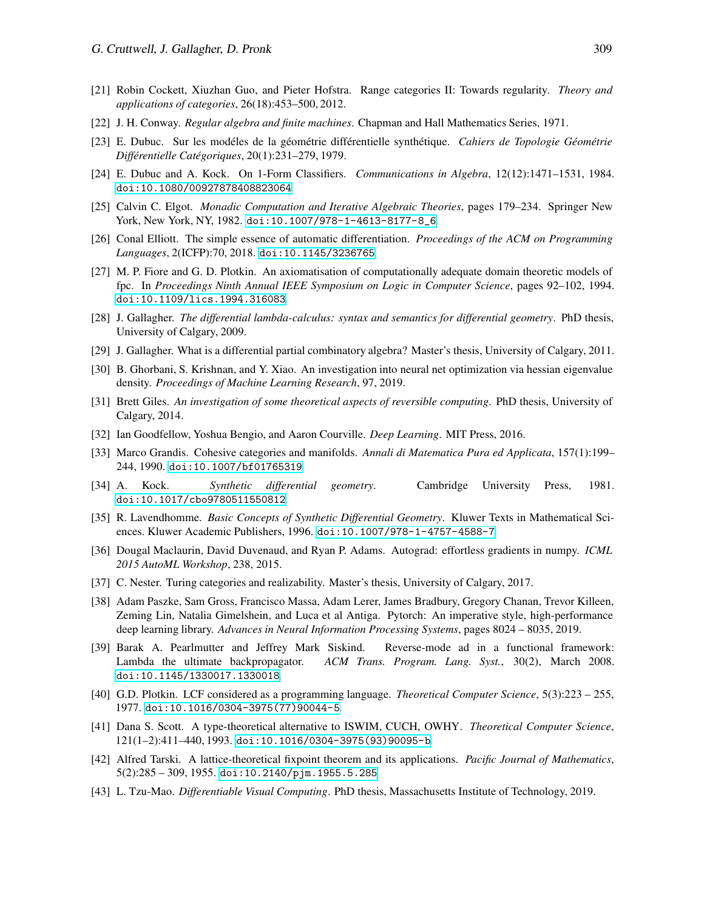[21] Robin Cockett, Xiuzhan Guo, and Pieter Hofstra. Range categories II: Towards regularity. *Theory and applications of categories*, 26(18):453–500, 2012.

[22] J. H. Conway. *Regular algebra and finite machines*. Chapman and Hall Mathematics Series, 1971.

[23] E. Dubuc. Sur les modéles de la géométrie différentielle synthétique. *Cahiers de Topologie Géométrie Différentielle Catégoriques*, 20(1):231–279, 1979.

[24] E. Dubuc and A. Kock. On 1-Form Classifiers. *Communications in Algebra*, 12(12):1471–1531, 1984. doi:10.1080/00927878408823064

[25] Calvin C. Elgot. *Monadic Computation and Iterative Algebraic Theories*, pages 179–234. Springer New York, New York, NY, 1982. doi:10.1007/978-1-4613-8177-8_6.

[26] Conal Elliott. The simple essence of automatic differentiation. *Proceedings of the ACM on Programming Languages*, 2(ICFP):70, 2018. doi:10.1145/3236765.

[27] M. P. Fiore and G. D. Plotkin. An axiomatisation of computationally adequate domain theoretic models of fpc. In *Proceedings Ninth Annual IEEE Symposium on Logic in Computer Science*, pages 92–102, 1994. doi:10.1109/lics.1994.316083.

[28] J. Gallagher. *The differential lambda-calculus: syntax and semantics for differential geometry*. PhD thesis, University of Calgary, 2009.

[29] J. Gallagher. What is a differential partial combinatory algebra? Master's thesis, University of Calgary, 2011.

[30] B. Ghorbani, S. Krishnan, and Y. Xiao. An investigation into neural net optimization via hessian eigenvalue density. *Proceedings of Machine Learning Research*, 97, 2019.

[31] Brett Giles. *An investigation of some theoretical aspects of reversible computing*. PhD thesis, University of Calgary, 2014.

[32] Ian Goodfellow, Yoshua Bengio, and Aaron Courville. *Deep Learning*. MIT Press, 2016.

[33] Marco Grandis. Cohesive categories and manifolds. *Annali di Matematica Pura ed Applicata*, 157(1):199–244, 1990. doi:10.1007/bf01765319.

[34] A. Kock. *Synthetic differential geometry*. Cambridge University Press, 1981. doi:10.1017/cbo9780511550812.

[35] R. Lavendhomme. *Basic Concepts of Synthetic Differential Geometry*. Kluwer Texts in Mathematical Sciences. Kluwer Academic Publishers, 1996. doi:10.1007/978-1-4757-4588-7.

[36] Dougal Maclaurin, David Duvenaud, and Ryan P. Adams. Autograd: effortless gradients in numpy. *ICML 2015 AutoML Workshop*, 238, 2015.

[37] C. Nester. Turing categories and realizability. Master's thesis, University of Calgary, 2017.

[38] Adam Paszke, Sam Gross, Francisco Massa, Adam Lerer, James Bradbury, Gregory Chanan, Trevor Killeen, Zeming Lin, Natalia Gimelshein, and Luca et al Antiga. Pytorch: An imperative style, high-performance deep learning library. *Advances in Neural Information Processing Systems*, pages 8024 – 8035, 2019.

[39] Barak A. Pearlmutter and Jeffrey Mark Siskind. Reverse-mode ad in a functional framework: Lambda the ultimate backpropagator. *ACM Trans. Program. Lang. Syst.*, 30(2), March 2008. doi:10.1145/1330017.1330018.

[40] G.D. Plotkin. LCF considered as a programming language. *Theoretical Computer Science*, 5(3):223 – 255, 1977. doi:10.1016/0304-3975(77)90044-5.

[41] Dana S. Scott. A type-theoretical alternative to ISWIM, CUCH, OWHY. *Theoretical Computer Science*, 121(1–2):411–440, 1993. doi:10.1016/0304-3975(93)90095-b.

[42] Alfred Tarski. A lattice-theoretical fixpoint theorem and its applications. *Pacific Journal of Mathematics*, 5(2):285 – 309, 1955. doi:10.2140/pjm.1955.5.285.

[43] L. Tzu-Mao. *Differentiable Visual Computing*. PhD thesis, Massachusetts Institute of Technology, 2019.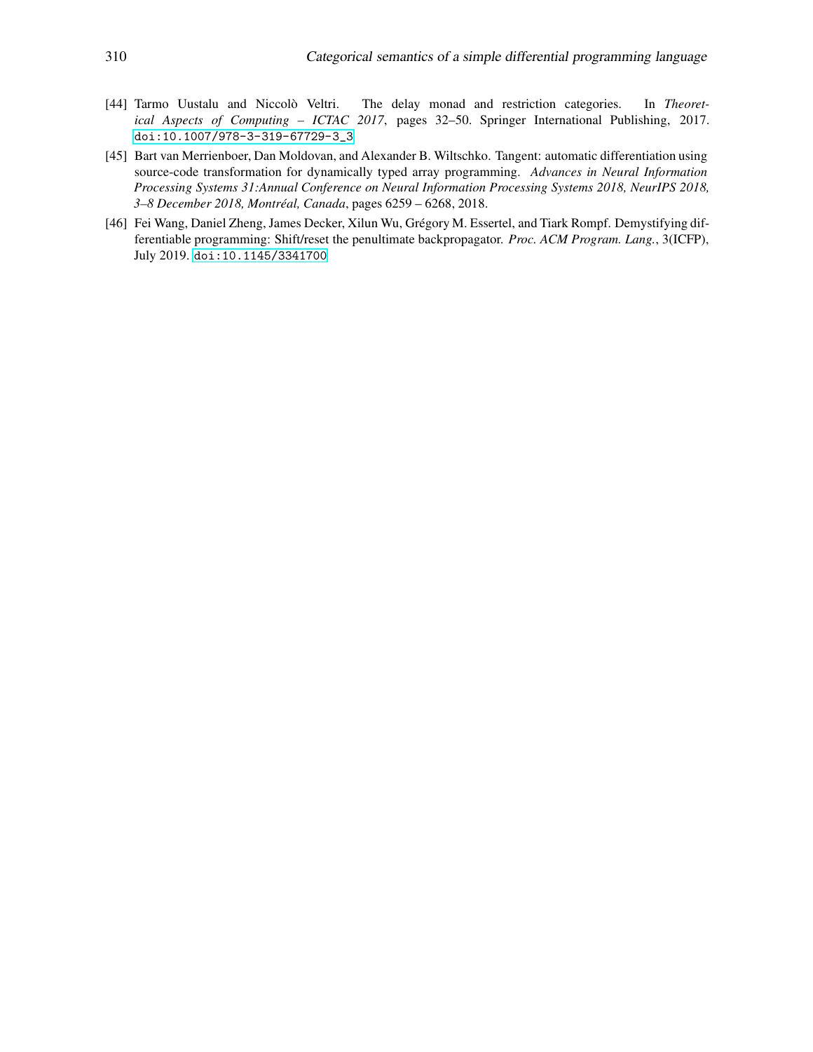[44] Tarmo Uustalu and Niccolò Veltri. The delay monad and restriction categories. In *Theoretical Aspects of Computing – ICTAC 2017*, pages 32–50. Springer International Publishing, 2017. doi:10.1007/978-3-319-67729-3_3

[45] Bart van Merrienboer, Dan Moldovan, and Alexander B. Wiltschko. Tangent: automatic differentiation using source-code transformation for dynamically typed array programming. *Advances in Neural Information Processing Systems 31:Annual Conference on Neural Information Processing Systems 2018, NeurIPS 2018, 3–8 December 2018, Montréal, Canada*, pages 6259 – 6268, 2018.

[46] Fei Wang, Daniel Zheng, James Decker, Xilun Wu, Grégory M. Essertel, and Tiark Rompf. Demystifying differentiable programming: Shift/reset the penultimate backpropagator. *Proc. ACM Program. Lang.*, 3(ICFP), July 2019. doi:10.1145/3341700